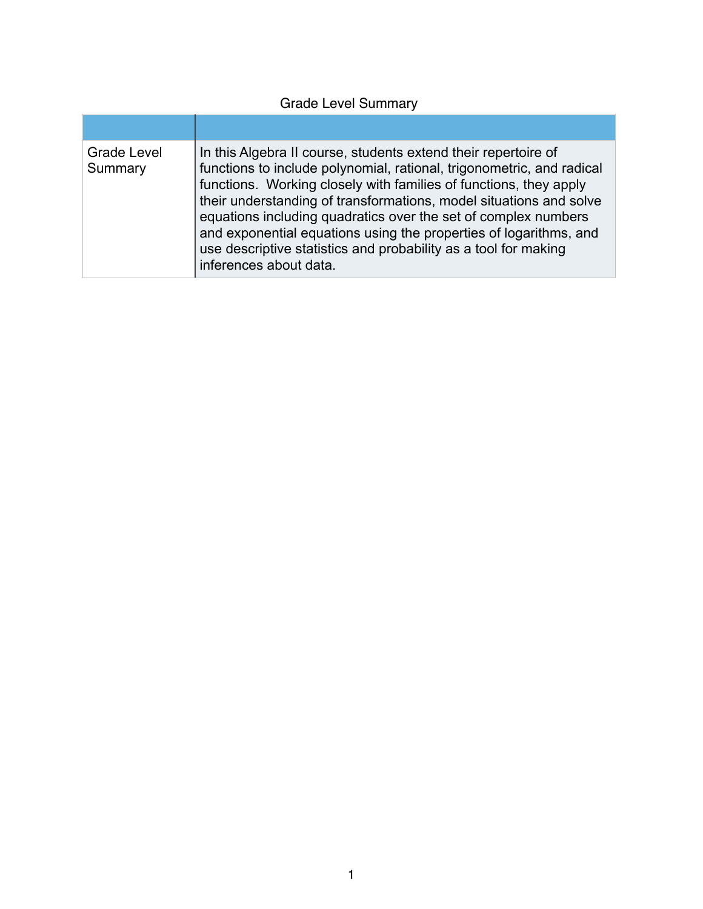Grade Level Summary

| | |
|---|---|
| Grade Level Summary | In this Algebra II course, students extend their repertoire of functions to include polynomial, rational, trigonometric, and radical functions.  Working closely with families of functions, they apply their understanding of transformations, model situations and solve equations including quadratics over the set of complex numbers and exponential equations using the properties of logarithms, and use descriptive statistics and probability as a tool for making inferences about data. |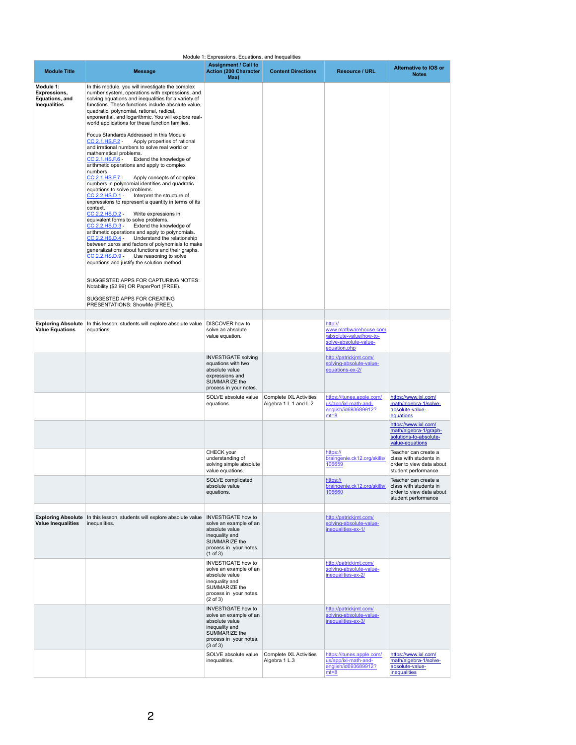Module 1: Expressions, Equations, and Inequalities

| Module Title | Message | Assignment / Call to Action (200 Character Max) | Content Directions | Resource / URL | Alternative to IOS or Notes |
|---|---|---|---|---|---|
| **Module 1: Expressions, Equations, and Inequalities** | In this module, you will investigate the complex number system, operations with expressions, and solving equations and inequalities for a variety of functions. These functions include absolute value, quadratic, polynomial, rational, radical, exponential, and logarithmic. You will explore real-world applications for these function families.<br><br>Focus Standards Addressed in this Module<br>CC.2.1.HS.F.2 - Apply properties of rational and irrational numbers to solve real world or mathematical problems.<br>CC.2.1.HS.F.6 - Extend the knowledge of arithmetic operations and apply to complex numbers.<br>CC.2.1.HS.F.7 - Apply concepts of complex numbers in polynomial identities and quadratic equations to solve problems.<br>CC.2.2.HS.D.1 - Interpret the structure of expressions to represent a quantity in terms of its context.<br>CC.2.2.HS.D.2 - Write expressions in equivalent forms to solve problems.<br>CC.2.2.HS.D.3 - Extend the knowledge of arithmetic operations and apply to polynomials.<br>CC.2.2.HS.D.4 - Understand the relationship between zeros and factors of polynomials to make generalizations about functions and their graphs.<br>CC.2.2.HS.D.9 - Use reasoning to solve equations and justify the solution method.<br><br>SUGGESTED APPS FOR CAPTURING NOTES: Notability ($2.99) OR PaperPort (FREE).<br><br>SUGGESTED APPS FOR CREATING PRESENTATIONS: ShowMe (FREE). | | | | |
| | | | | | |
| **Exploring Absolute Value Equations** | In this lesson, students will explore absolute value equations. | DISCOVER how to solve an absolute value equation. | | http://www.mathwarehouse.com/absolute-value/how-to-solve-absolute-value-equation.php | |
| | | INVESTIGATE solving equations with two absolute value expressions and SUMMARIZE the process in your notes. | | http://patrickjmt.com/solving-absolute-value-equations-ex-2/ | |
| | | SOLVE absolute value equations. | Complete IXL Activities Algebra 1 L.1 and L.2 | https://itunes.apple.com/us/app/ixl-math-and-english/id693689912?mt=8 | https://www.ixl.com/math/algebra-1/solve-absolute-value-equations |
| | | | | | https://www.ixl.com/math/algebra-1/graph-solutions-to-absolute-value-equations |
| | | CHECK your understanding of solving simple absolute value equations. | | https://braingenie.ck12.org/skills/106659 | Teacher can create a class with students in order to view data about student performance |
| | | SOLVE complicated absolute value equations. | | https://braingenie.ck12.org/skills/106660 | Teacher can create a class with students in order to view data about student performance |
| | | | | | |
| **Exploring Absolute Value Inequalities** | In this lesson, students will explore absolute value inequalities. | INVESTIGATE how to solve an example of an absolute value inequality and SUMMARIZE the process in your notes. (1 of 3) | | http://patrickjmt.com/solving-absolute-value-inequalities-ex-1/ | |
| | | INVESTIGATE how to solve an example of an absolute value inequality and SUMMARIZE the process in your notes. (2 of 3) | | http://patrickjmt.com/solving-absolute-value-inequalities-ex-2/ | |
| | | INVESTIGATE how to solve an example of an absolute value inequality and SUMMARIZE the process in your notes. (3 of 3) | | http://patrickjmt.com/solving-absolute-value-inequalities-ex-3/ | |
| | | SOLVE absolute value inequalities. | Complete IXL Activities Algebra 1 L.3 | https://itunes.apple.com/us/app/ixl-math-and-english/id693689912?mt=8 | https://www.ixl.com/math/algebra-1/solve-absolute-value-inequalities |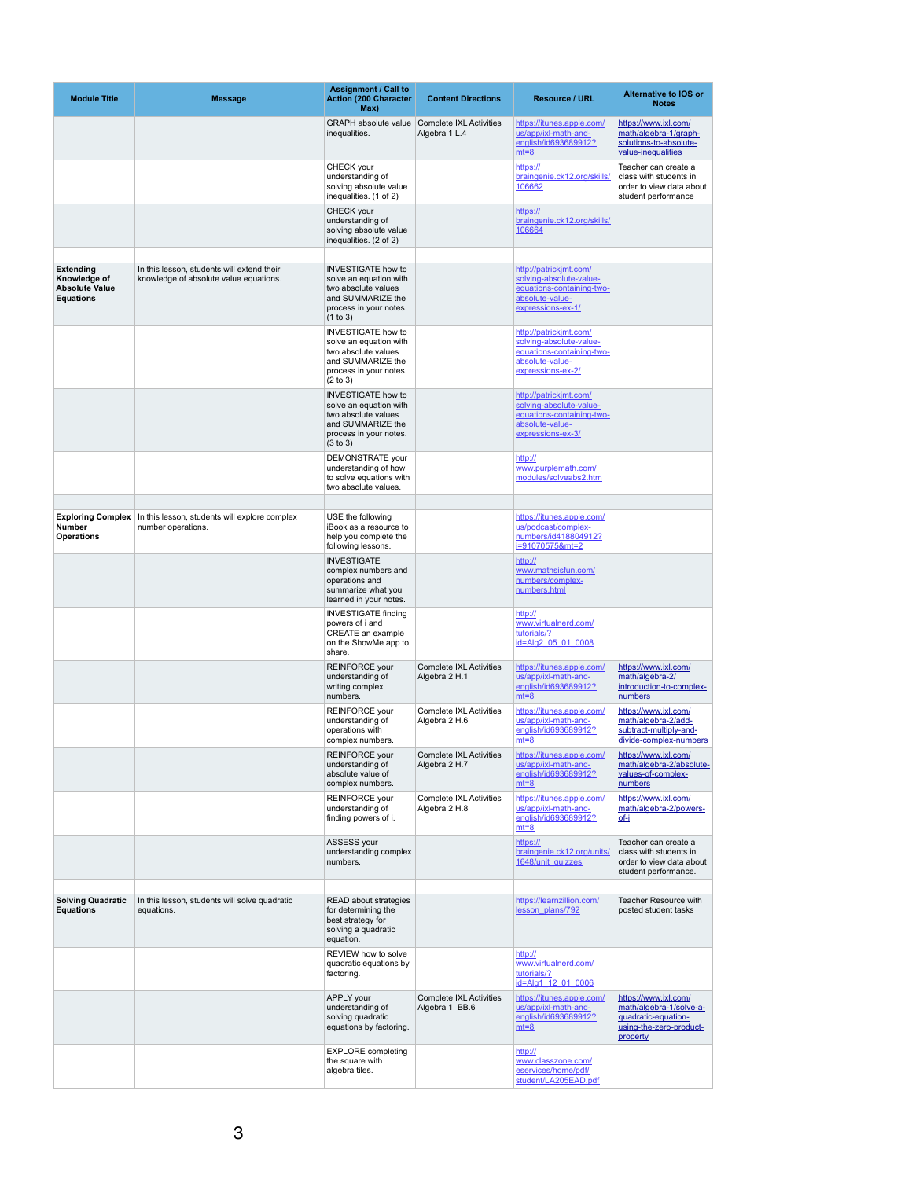| Module Title | Message | Assignment / Call to Action (200 Character Max) | Content Directions | Resource / URL | Alternative to IOS or Notes |
|---|---|---|---|---|---|
| | | GRAPH absolute value inequalities. | Complete IXL Activities Algebra 1 L.4 | https://itunes.apple.com/us/app/ixl-math-and-english/id693689912?mt=8 | https://www.ixl.com/math/algebra-1/graph-solutions-to-absolute-value-inequalities |
| | | CHECK your understanding of solving absolute value inequalities. (1 of 2) | | https://braingenie.ck12.org/skills/106662 | Teacher can create a class with students in order to view data about student performance |
| | | CHECK your understanding of solving absolute value inequalities. (2 of 2) | | https://braingenie.ck12.org/skills/106664 | |
| | | | | | |
| **Extending Knowledge of Absolute Value Equations** | In this lesson, students will extend their knowledge of absolute value equations. | INVESTIGATE how to solve an equation with two absolute values and SUMMARIZE the process in your notes. (1 to 3) | | http://patrickjmt.com/solving-absolute-value-equations-containing-two-absolute-value-expressions-ex-1/ | |
| | | INVESTIGATE how to solve an equation with two absolute values and SUMMARIZE the process in your notes. (2 to 3) | | http://patrickjmt.com/solving-absolute-value-equations-containing-two-absolute-value-expressions-ex-2/ | |
| | | INVESTIGATE how to solve an equation with two absolute values and SUMMARIZE the process in your notes. (3 to 3) | | http://patrickjmt.com/solving-absolute-value-equations-containing-two-absolute-value-expressions-ex-3/ | |
| | | DEMONSTRATE your understanding of how to solve equations with two absolute values. | | http://www.purplemath.com/modules/solveabs2.htm | |
| | | | | | |
| **Exploring Complex Number Operations** | In this lesson, students will explore complex number operations. | USE the following iBook as a resource to help you complete the following lessons. | | https://itunes.apple.com/us/podcast/complex-numbers/id418804912?i=91070575&mt=2 | |
| | | INVESTIGATE complex numbers and operations and summarize what you learned in your notes. | | http://www.mathsisfun.com/numbers/complex-numbers.html | |
| | | INVESTIGATE finding powers of i and CREATE an example on the ShowMe app to share. | | http://www.virtualnerd.com/tutorials/?id=Alg2_05_01_0008 | |
| | | REINFORCE your understanding of writing complex numbers. | Complete IXL Activities Algebra 2 H.1 | https://itunes.apple.com/us/app/ixl-math-and-english/id693689912?mt=8 | https://www.ixl.com/math/algebra-2/introduction-to-complex-numbers |
| | | REINFORCE your understanding of operations with complex numbers. | Complete IXL Activities Algebra 2 H.6 | https://itunes.apple.com/us/app/ixl-math-and-english/id693689912?mt=8 | https://www.ixl.com/math/algebra-2/add-subtract-multiply-and-divide-complex-numbers |
| | | REINFORCE your understanding of absolute value of complex numbers. | Complete IXL Activities Algebra 2 H.7 | https://itunes.apple.com/us/app/ixl-math-and-english/id693689912?mt=8 | https://www.ixl.com/math/algebra-2/absolute-values-of-complex-numbers |
| | | REINFORCE your understanding of finding powers of i. | Complete IXL Activities Algebra 2 H.8 | https://itunes.apple.com/us/app/ixl-math-and-english/id693689912?mt=8 | https://www.ixl.com/math/algebra-2/powers-of-i |
| | | ASSESS your understanding complex numbers. | | https://braingenie.ck12.org/units/1648/unit_quizzes | Teacher can create a class with students in order to view data about student performance. |
| | | | | | |
| **Solving Quadratic Equations** | In this lesson, students will solve quadratic equations. | READ about strategies for determining the best strategy for solving a quadratic equation. | | https://learnzillion.com/lesson_plans/792 | Teacher Resource with posted student tasks |
| | | REVIEW how to solve quadratic equations by factoring. | | http://www.virtualnerd.com/tutorials/?id=Alg1_12_01_0006 | |
| | | APPLY your understanding of solving quadratic equations by factoring. | Complete IXL Activities Algebra 1 BB.6 | https://itunes.apple.com/us/app/ixl-math-and-english/id693689912?mt=8 | https://www.ixl.com/math/algebra-1/solve-a-quadratic-equation-using-the-zero-product-property |
| | | EXPLORE completing the square with algebra tiles. | | http://www.classzone.com/eservices/home/pdf/student/LA205EAD.pdf | |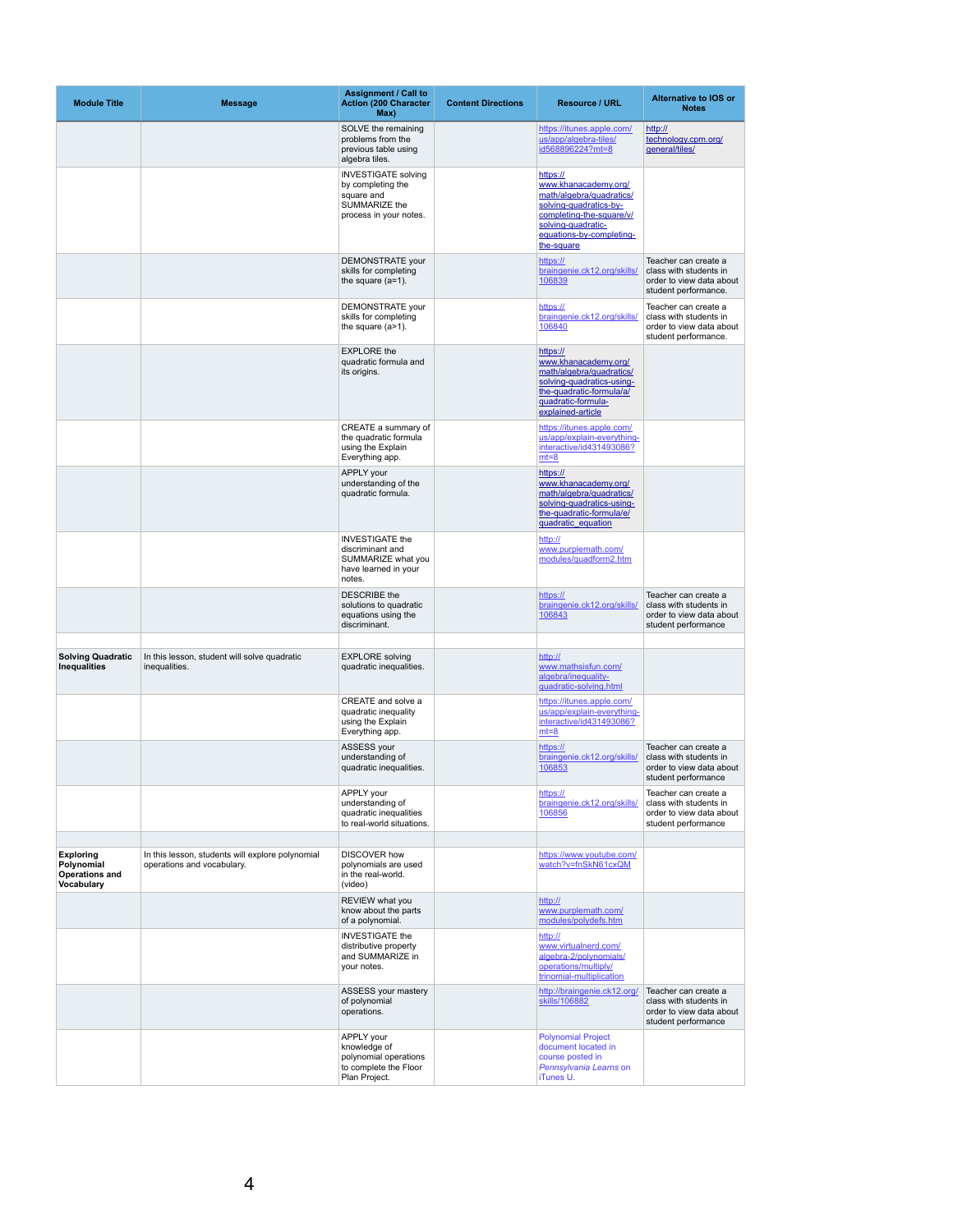| Module Title | Message | Assignment / Call to Action (200 Character Max) | Content Directions | Resource / URL | Alternative to IOS or Notes |
|---|---|---|---|---|---|
| | | SOLVE the remaining problems from the previous table using algebra tiles. | | https://itunes.apple.com/us/app/algebra-tiles/id568896224?mt=8 | http://technology.cpm.org/general/tiles/ |
| | | INVESTIGATE solving by completing the square and SUMMARIZE the process in your notes. | | https://www.khanacademy.org/math/algebra/quadratics/solving-quadratics-by-completing-the-square/v/solving-quadratic-equations-by-completing-the-square | |
| | | DEMONSTRATE your skills for completing the square (a=1). | | https://braingenie.ck12.org/skills/106839 | Teacher can create a class with students in order to view data about student performance. |
| | | DEMONSTRATE your skills for completing the square (a>1). | | https://braingenie.ck12.org/skills/106840 | Teacher can create a class with students in order to view data about student performance. |
| | | EXPLORE the quadratic formula and its origins. | | https://www.khanacademy.org/math/algebra/quadratics/solving-quadratics-using-the-quadratic-formula/a/quadratic-formula-explained-article | |
| | | CREATE a summary of the quadratic formula using the Explain Everything app. | | https://itunes.apple.com/us/app/explain-everything-interactive/id431493086?mt=8 | |
| | | APPLY your understanding of the quadratic formula. | | https://www.khanacademy.org/math/algebra/quadratics/solving-quadratics-using-the-quadratic-formula/e/quadratic_equation | |
| | | INVESTIGATE the discriminant and SUMMARIZE what you have learned in your notes. | | http://www.purplemath.com/modules/quadform2.htm | |
| | | DESCRIBE the solutions to quadratic equations using the discriminant. | | https://braingenie.ck12.org/skills/106843 | Teacher can create a class with students in order to view data about student performance |
| | | | | | |
| **Solving Quadratic Inequalities** | In this lesson, student will solve quadratic inequalities. | EXPLORE solving quadratic inequalities. | | http://www.mathsisfun.com/algebra/inequality-quadratic-solving.html | |
| | | CREATE and solve a quadratic inequality using the Explain Everything app. | | https://itunes.apple.com/us/app/explain-everything-interactive/id431493086?mt=8 | |
| | | ASSESS your understanding of quadratic inequalities. | | https://braingenie.ck12.org/skills/106853 | Teacher can create a class with students in order to view data about student performance |
| | | APPLY your understanding of quadratic inequalities to real-world situations. | | https://braingenie.ck12.org/skills/106856 | Teacher can create a class with students in order to view data about student performance |
| | | | | | |
| **Exploring Polynomial Operations and Vocabulary** | In this lesson, students will explore polynomial operations and vocabulary. | DISCOVER how polynomials are used in the real-world. (video) | | https://www.youtube.com/watch?v=fnSkN61cxQM | |
| | | REVIEW what you know about the parts of a polynomial. | | http://www.purplemath.com/modules/polydefs.htm | |
| | | INVESTIGATE the distributive property and SUMMARIZE in your notes. | | http://www.virtualnerd.com/algebra-2/polynomials/operations/multiply/trinomial-multiplication | |
| | | ASSESS your mastery of polynomial operations. | | http://braingenie.ck12.org/skills/106882 | Teacher can create a class with students in order to view data about student performance |
| | | APPLY your knowledge of polynomial operations to complete the Floor Plan Project. | | Polynomial Project document located in course posted in *Pennsylvania Learns* on iTunes U. | |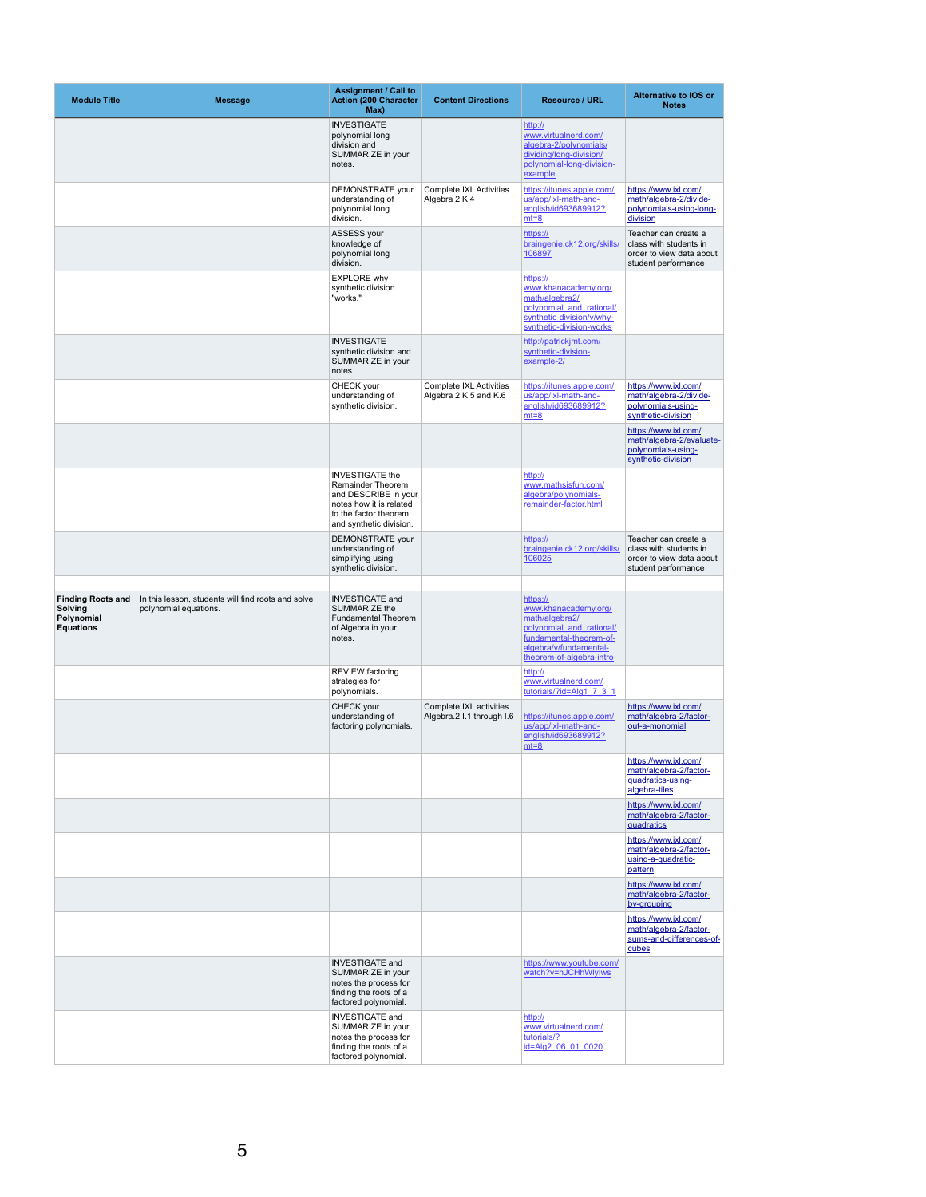| Module Title | Message | Assignment / Call to Action (200 Character Max) | Content Directions | Resource / URL | Alternative to IOS or Notes |
|---|---|---|---|---|---|
| | | INVESTIGATE polynomial long division and SUMMARIZE in your notes. | | http://www.virtualnerd.com/algebra-2/polynomials/dividing/long-division/polynomial-long-division-example | |
| | | DEMONSTRATE your understanding of polynomial long division. | Complete IXL Activities Algebra 2 K.4 | https://itunes.apple.com/us/app/ixl-math-and-english/id693689912?mt=8 | https://www.ixl.com/math/algebra-2/divide-polynomials-using-long-division |
| | | ASSESS your knowledge of polynomial long division. | | https://braingenie.ck12.org/skills/106897 | Teacher can create a class with students in order to view data about student performance |
| | | EXPLORE why synthetic division "works." | | https://www.khanacademy.org/math/algebra2/polynomial_and_rational/synthetic-division/v/why-synthetic-division-works | |
| | | INVESTIGATE synthetic division and SUMMARIZE in your notes. | | http://patrickjmt.com/synthetic-division-example-2/ | |
| | | CHECK your understanding of synthetic division. | Complete IXL Activities Algebra 2 K.5 and K.6 | https://itunes.apple.com/us/app/ixl-math-and-english/id693689912?mt=8 | https://www.ixl.com/math/algebra-2/divide-polynomials-using-synthetic-division |
| | | | | | https://www.ixl.com/math/algebra-2/evaluate-polynomials-using-synthetic-division |
| | | INVESTIGATE the Remainder Theorem and DESCRIBE in your notes how it is related to the factor theorem and synthetic division. | | http://www.mathsisfun.com/algebra/polynomials-remainder-factor.html | |
| | | DEMONSTRATE your understanding of simplifying using synthetic division. | | https://braingenie.ck12.org/skills/106025 | Teacher can create a class with students in order to view data about student performance |
| | | | | | |
| **Finding Roots and Solving Polynomial Equations** | In this lesson, students will find roots and solve polynomial equations. | INVESTIGATE and SUMMARIZE the Fundamental Theorem of Algebra in your notes. | | https://www.khanacademy.org/math/algebra2/polynomial_and_rational/fundamental-theorem-of-algebra/v/fundamental-theorem-of-algebra-intro | |
| | | REVIEW factoring strategies for polynomials. | | http://www.virtualnerd.com/tutorials/?id=Alg1_7_3_1 | |
| | | CHECK your understanding of factoring polynomials. | Complete IXL activities Algebra.2.I.1 through I.6 | https://itunes.apple.com/us/app/ixl-math-and-english/id693689912?mt=8 | https://www.ixl.com/math/algebra-2/factor-out-a-monomial |
| | | | | | https://www.ixl.com/math/algebra-2/factor-quadratics-using-algebra-tiles |
| | | | | | https://www.ixl.com/math/algebra-2/factor-quadratics |
| | | | | | https://www.ixl.com/math/algebra-2/factor-using-a-quadratic-pattern |
| | | | | | https://www.ixl.com/math/algebra-2/factor-by-grouping |
| | | | | | https://www.ixl.com/math/algebra-2/factor-sums-and-differences-of-cubes |
| | | INVESTIGATE and SUMMARIZE in your notes the process for finding the roots of a factored polynomial. | | https://www.youtube.com/watch?v=hJCHhWlylws | |
| | | INVESTIGATE and SUMMARIZE in your notes the process for finding the roots of a factored polynomial. | | http://www.virtualnerd.com/tutorials/?id=Alg2_06_01_0020 | |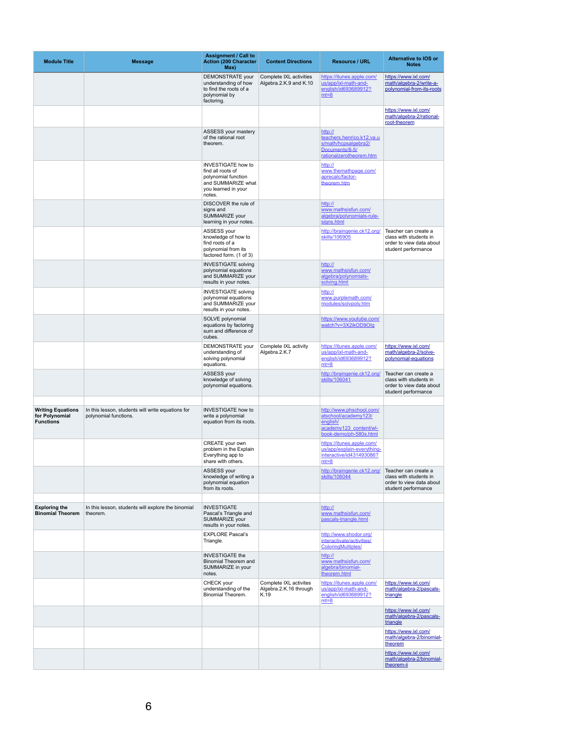| Module Title | Message | Assignment / Call to Action (200 Character Max) | Content Directions | Resource / URL | Alternative to IOS or Notes |
|---|---|---|---|---|---|
| | | DEMONSTRATE your understanding of how to find the roots of a polynomial by factoring. | Complete IXL activities Algebra.2.K.9 and K.10 | https://itunes.apple.com/us/app/ixl-math-and-english/id693689912?mt=8 | https://www.ixl.com/math/algebra-2/write-a-polynomial-from-its-roots |
| | | | | | https://www.ixl.com/math/algebra-2/rational-root-theorem |
| | | ASSESS your mastery of the rational root theorem. | | http://teachers.henrico.k12.va.us/math/hcpsalgebra2/Documents/8-5/rationalzerotheorem.htm | |
| | | INVESTIGATE how to find all roots of polynomial function and SUMMARIZE what you learned in your notes. | | http://www.themathpage.com/aprecalc/factor-theorem.htm | |
| | | DISCOVER the rule of signs and SUMMARIZE your learning in your notes. | | http://www.mathsisfun.com/algebra/polynomials-rule-signs.html | |
| | | ASSESS your knowledge of how to find roots of a polynomial from its factored form. (1 of 3) | | http://braingenie.ck12.org/skills/106905 | Teacher can create a class with students in order to view data about student performance |
| | | INVESTIGATE solving polynomial equations and SUMMARIZE your results in your notes. | | http://www.mathsisfun.com/algebra/polynomials-solving.html | |
| | | INVESTIGATE solving polynomial equations and SUMMARIZE your results in your notes. | | http://www.purplemath.com/modules/solvpoly.htm | |
| | | SOLVE polynomial equations by factoring sum and difference of cubes. | | https://www.youtube.com/watch?v=3X2ikOD9OIg | |
| | | DEMONSTRATE your understanding of solving polynomial equations. | Complete IXL activity Algebra.2.K.7 | https://itunes.apple.com/us/app/ixl-math-and-english/id693689912?mt=8 | https://www.ixl.com/math/algebra-2/solve-polynomial-equations |
| | | ASSESS your knowledge of solving polynomial equations. | | http://braingenie.ck12.org/skills/106041 | Teacher can create a class with students in order to view data about student performance |
| | | | | | |
| **Writing Equations for Polynomial Functions** | In this lesson, students will write equations for polynomial functions. | INVESTIGATE how to write a polynomial equation from its roots. | | http://www.phschool.com/atschool/academy123/english/academy123_content/wl-book-demo/ph-580s.html | |
| | | CREATE your own problem in the Explain Everything app to share with others. | | https://itunes.apple.com/us/app/explain-everything-interactive/id431493086?mt=8 | |
| | | ASSESS your knowledge of writing a polynomial equation from its roots. | | http://braingenie.ck12.org/skills/106044 | Teacher can create a class with students in order to view data about student performance |
| | | | | | |
| **Exploring the Binomial Theorem** | In this lesson, students will explore the binomial theorem. | INVESTIGATE Pascal's Triangle and SUMMARIZE your results in your notes. | | http://www.mathsisfun.com/pascals-triangle.html | |
| | | EXPLORE Pascal's Triangle. | | http://www.shodor.org/interactivate/activities/ColoringMultiples/ | |
| | | INVESTIGATE the Binomial Theorem and SUMMARIZE in your notes. | | http://www.mathsisfun.com/algebra/binomial-theorem.html | |
| | | CHECK your understanding of the Binomial Theorem. | Complete IXL activites Algebra.2.K.16 through K.19 | https://itunes.apple.com/us/app/ixl-math-and-english/id693689912?mt=8 | https://www.ixl.com/math/algebra-2/pascals-triangle |
| | | | | | https://www.ixl.com/math/algebra-2/pascals-triangle |
| | | | | | https://www.ixl.com/math/algebra-2/binomial-theorem |
| | | | | | https://www.ixl.com/math/algebra-2/binomial-theorem-ii |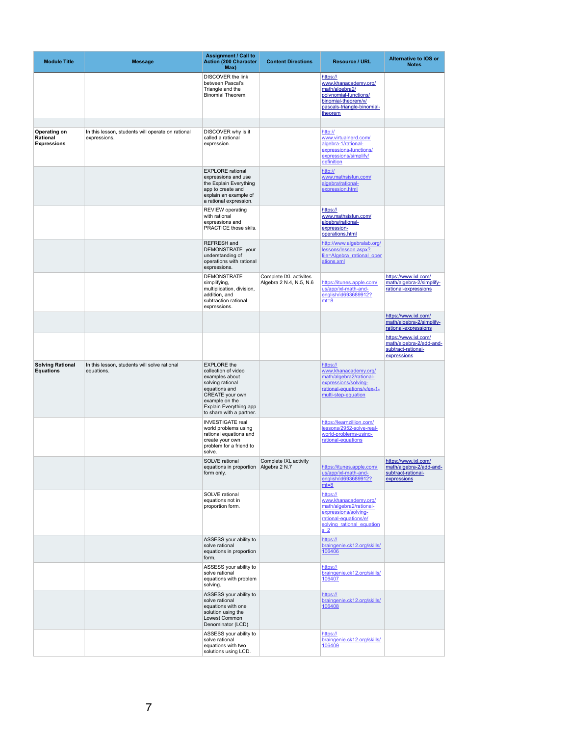| Module Title | Message | Assignment / Call to Action (200 Character Max) | Content Directions | Resource / URL | Alternative to IOS or Notes |
|---|---|---|---|---|---|
| | | DISCOVER the link between Pascal's Triangle and the Binomial Theorem. | | https://www.khanacademy.org/math/algebra2/polynomial-functions/binomial-theorem/v/pascals-triangle-binomial-theorem | |
| | | | | | |
| **Operating on Rational Expressions** | In this lesson, students will operate on rational expressions. | DISCOVER why is it called a rational expression. | | http://www.virtualnerd.com/algebra-1/rational-expressions-functions/expressions/simplify/definition | |
| | | EXPLORE rational expressions and use the Explain Everything app to create and explain an example of a rational expression. | | http://www.mathsisfun.com/algebra/rational-expression.html | |
| | | REVIEW operating with rational expressions and PRACTICE those skils. | | https://www.mathsisfun.com/algebra/rational-expression-operations.html | |
| | | REFRESH and DEMONSTRATE your understanding of operations with rational expressions. | | http://www.algebralab.org/lessons/lesson.aspx?file=Algebra_rational_operations.xml | |
| | | DEMONSTRATE simplifying, multiplication, division, addition, and subtraction rational expressions. | Complete IXL activites Algebra 2 N.4, N.5, N.6 | https://itunes.apple.com/us/app/ixl-math-and-english/id693689912?mt=8 | https://www.ixl.com/math/algebra-2/simplify-rational-expressions |
| | | | | | https://www.ixl.com/math/algebra-2/simplify-rational-expressions |
| | | | | | https://www.ixl.com/math/algebra-2/add-and-subtract-rational-expressions |
| **Solving Rational Equations** | In this lesson, students will solve rational equations. | EXPLORE the collection of video examples about solving rational equations and CREATE your own example on the Explain Everything app to share with a partner. | | https://www.khanacademy.org/math/algebra2/rational-expressions/solving-rational-equations/v/ex-1-multi-step-equation | |
| | | INVESTIGATE real world problems using rational equations and create your own problem for a friend to solve. | | https://learnzillion.com/lessons/2952-solve-real-world-problems-using-rational-equations | |
| | | SOLVE rational equations in proportion form only. | Complete IXL activity Algebra 2 N.7 | https://itunes.apple.com/us/app/ixl-math-and-english/id693689912?mt=8 | https://www.ixl.com/math/algebra-2/add-and-subtract-rational-expressions |
| | | SOLVE rational equations not in proportion form. | | https://www.khanacademy.org/math/algebra2/rational-expressions/solving-rational-equations/e/solving_rational_equations_2 | |
| | | ASSESS your ability to solve rational equations in proportion form. | | https://braingenie.ck12.org/skills/106406 | |
| | | ASSESS your ability to solve rational equations with problem solving. | | https://braingenie.ck12.org/skills/106407 | |
| | | ASSESS your ability to solve rational equations with one solution using the Lowest Common Denominator (LCD). | | https://braingenie.ck12.org/skills/106408 | |
| | | ASSESS your ability to solve rational equations with two solutions using LCD. | | https://braingenie.ck12.org/skills/106409 | |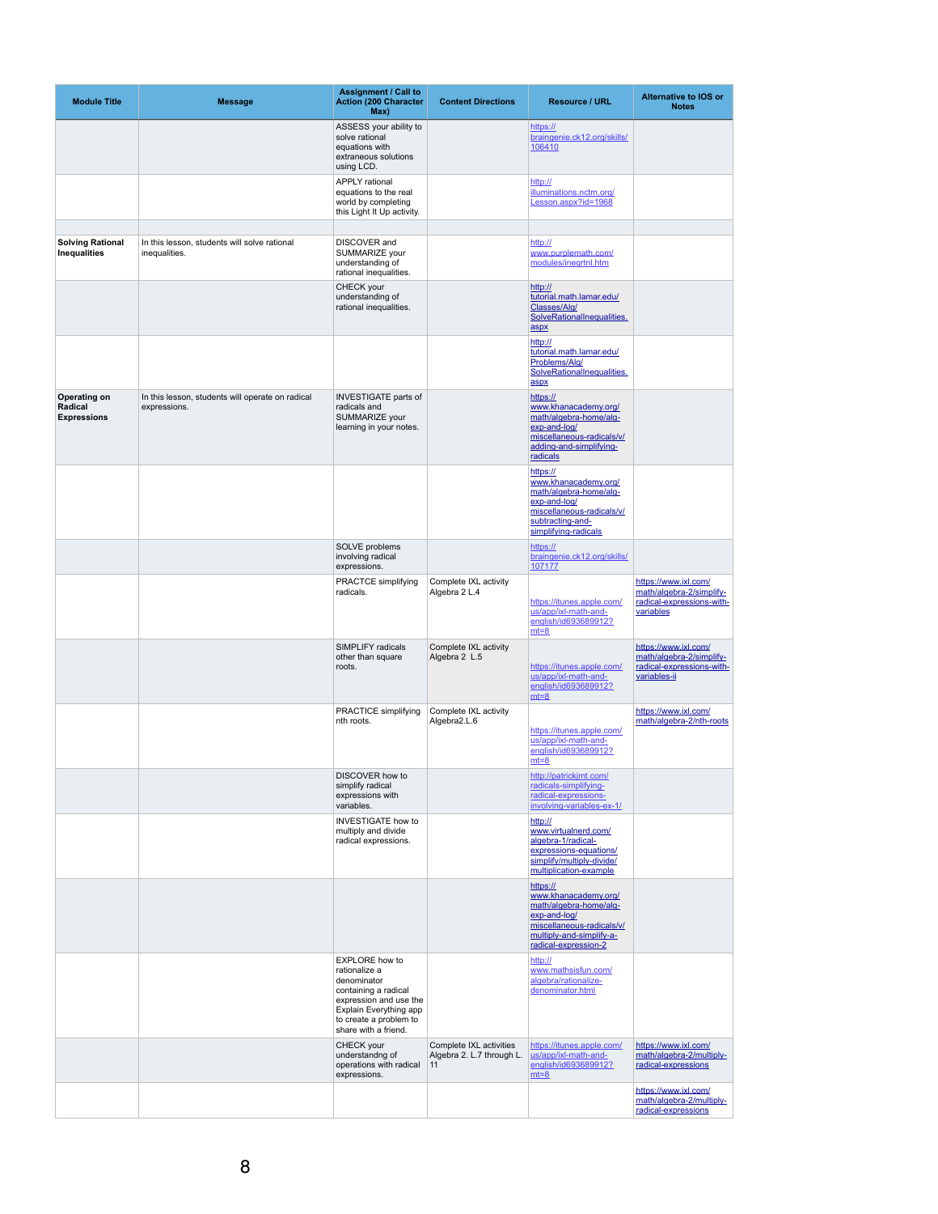| Module Title | Message | Assignment / Call to Action (200 Character Max) | Content Directions | Resource / URL | Alternative to IOS or Notes |
|---|---|---|---|---|---|
| | | ASSESS your ability to solve rational equations with extraneous solutions using LCD. | | https://braingenie.ck12.org/skills/106410 | |
| | | APPLY rational equations to the real world by completing this Light It Up activity. | | http://illuminations.nctm.org/Lesson.aspx?id=1968 | |
| | | | | | |
| **Solving Rational Inequalities** | In this lesson, students will solve rational inequalities. | DISCOVER and SUMMARIZE your understanding of rational inequalities. | | http://www.purplemath.com/modules/ineqrtnl.htm | |
| | | CHECK your understanding of rational inequalities. | | http://tutorial.math.lamar.edu/Classes/Alg/SolveRationalInequalities.aspx | |
| | | | | http://tutorial.math.lamar.edu/Problems/Alg/SolveRationalInequalities.aspx | |
| **Operating on Radical Expressions** | In this lesson, students will operate on radical expressions. | INVESTIGATE parts of radicals and SUMMARIZE your learning in your notes. | | https://www.khanacademy.org/math/algebra-home/alg-exp-and-log/miscellaneous-radicals/v/adding-and-simplifying-radicals | |
| | | | | https://www.khanacademy.org/math/algebra-home/alg-exp-and-log/miscellaneous-radicals/v/subtracting-and-simplifying-radicals | |
| | | SOLVE problems involving radical expressions. | | https://braingenie.ck12.org/skills/107177 | |
| | | PRACTCE simplifying radicals. | Complete IXL activity Algebra 2 L.4 | https://itunes.apple.com/us/app/ixl-math-and-english/id693689912?mt=8 | https://www.ixl.com/math/algebra-2/simplify-radical-expressions-with-variables |
| | | SIMPLIFY radicals other than square roots. | Complete IXL activity Algebra 2 L.5 | https://itunes.apple.com/us/app/ixl-math-and-english/id693689912?mt=8 | https://www.ixl.com/math/algebra-2/simplify-radical-expressions-with-variables-ii |
| | | PRACTICE simplifying nth roots. | Complete IXL activity Algebra2.L.6 | https://itunes.apple.com/us/app/ixl-math-and-english/id693689912?mt=8 | https://www.ixl.com/math/algebra-2/nth-roots |
| | | DISCOVER how to simplify radical expressions with variables. | | http://patrickjmt.com/radicals-simplifying-radical-expressions-involving-variables-ex-1/ | |
| | | INVESTIGATE how to multiply and divide radical expressions. | | http://www.virtualnerd.com/algebra-1/radical-expressions-equations/simplify/multiply-divide/multiplication-example | |
| | | | | https://www.khanacademy.org/math/algebra-home/alg-exp-and-log/miscellaneous-radicals/v/multiply-and-simplify-a-radical-expression-2 | |
| | | EXPLORE how to rationalize a denominator containing a radical expression and use the Explain Everything app to create a problem to share with a friend. | | http://www.mathsisfun.com/algebra/rationalize-denominator.html | |
| | | CHECK your understandng of operations with radical expressions. | Complete IXL activities Algebra 2. L.7 through L. 11 | https://itunes.apple.com/us/app/ixl-math-and-english/id693689912?mt=8 | https://www.ixl.com/math/algebra-2/multiply-radical-expressions |
| | | | | | https://www.ixl.com/math/algebra-2/multiply-radical-expressions |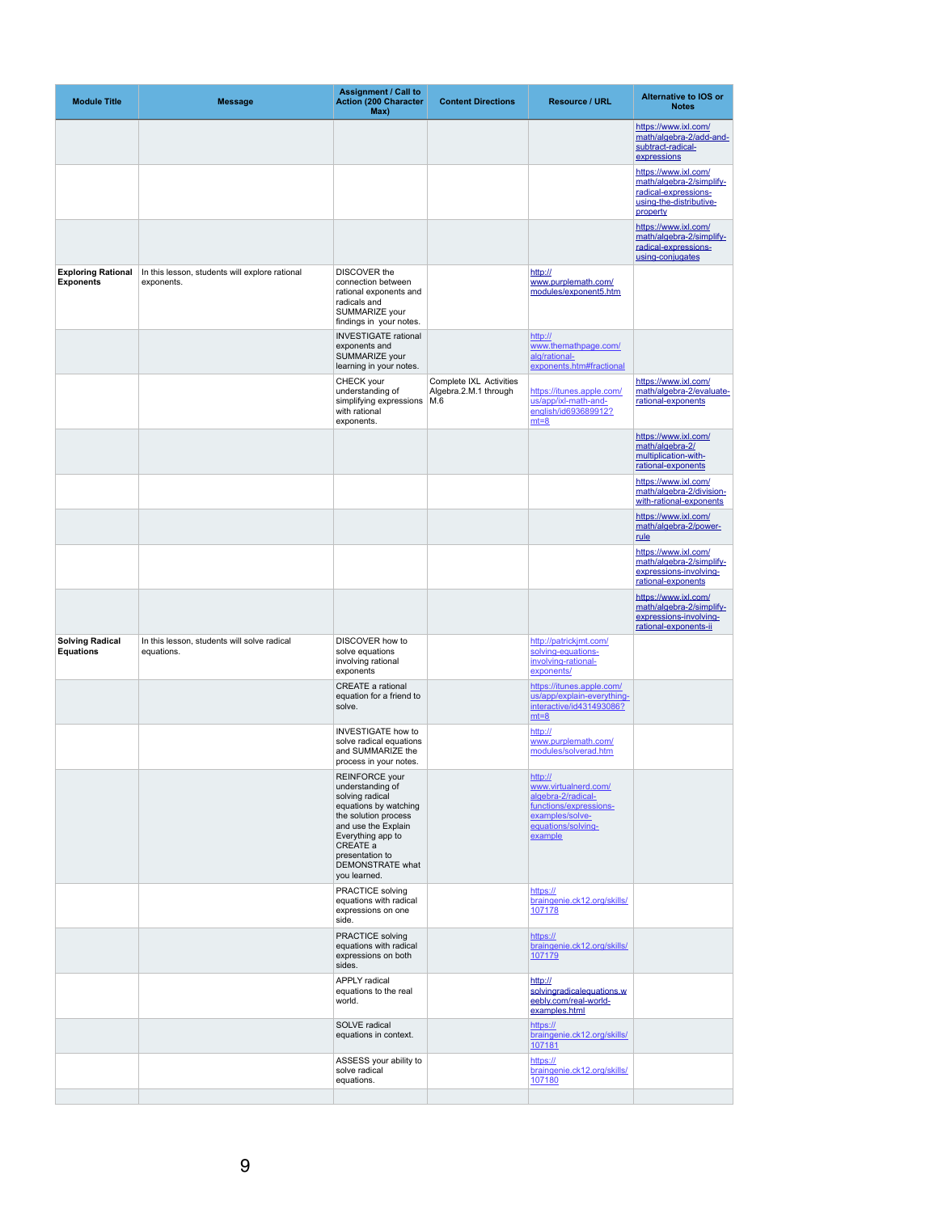| Module Title | Message | Assignment / Call to Action (200 Character Max) | Content Directions | Resource / URL | Alternative to IOS or Notes |
|---|---|---|---|---|---|
| | | | | | https://www.ixl.com/math/algebra-2/add-and-subtract-radical-expressions |
| | | | | | https://www.ixl.com/math/algebra-2/simplify-radical-expressions-using-the-distributive-property |
| | | | | | https://www.ixl.com/math/algebra-2/simplify-radical-expressions-using-conjugates |
| **Exploring Rational Exponents** | In this lesson, students will explore rational exponents. | DISCOVER the connection between rational exponents and radicals and SUMMARIZE your findings in your notes. | | http://www.purplemath.com/modules/exponent5.htm | |
| | | INVESTIGATE rational exponents and SUMMARIZE your learning in your notes. | | http://www.themathpage.com/alg/rational-exponents.htm#fractional | |
| | | CHECK your understanding of simplifying expressions with rational exponents. | Complete IXL Activities Algebra.2.M.1 through M.6 | https://itunes.apple.com/us/app/ixl-math-and-english/id693689912?mt=8 | https://www.ixl.com/math/algebra-2/evaluate-rational-exponents |
| | | | | | https://www.ixl.com/math/algebra-2/multiplication-with-rational-exponents |
| | | | | | https://www.ixl.com/math/algebra-2/division-with-rational-exponents |
| | | | | | https://www.ixl.com/math/algebra-2/power-rule |
| | | | | | https://www.ixl.com/math/algebra-2/simplify-expressions-involving-rational-exponents |
| | | | | | https://www.ixl.com/math/algebra-2/simplify-expressions-involving-rational-exponents-ii |
| **Solving Radical Equations** | In this lesson, students will solve radical equations. | DISCOVER how to solve equations involving rational exponents | | http://patrickjmt.com/solving-equations-involving-rational-exponents/ | |
| | | CREATE a rational equation for a friend to solve. | | https://itunes.apple.com/us/app/explain-everything-interactive/id431493086?mt=8 | |
| | | INVESTIGATE how to solve radical equations and SUMMARIZE the process in your notes. | | http://www.purplemath.com/modules/solverad.htm | |
| | | REINFORCE your understanding of solving radical equations by watching the solution process and use the Explain Everything app to CREATE a presentation to DEMONSTRATE what you learned. | | http://www.virtualnerd.com/algebra-2/radical-functions/expressions-examples/solve-equations/solving-example | |
| | | PRACTICE solving equations with radical expressions on one side. | | https://braingenie.ck12.org/skills/107178 | |
| | | PRACTICE solving equations with radical expressions on both sides. | | https://braingenie.ck12.org/skills/107179 | |
| | | APPLY radical equations to the real world. | | http://solvingradicalequations.weebly.com/real-world-examples.html | |
| | | SOLVE radical equations in context. | | https://braingenie.ck12.org/skills/107181 | |
| | | ASSESS your ability to solve radical equations. | | https://braingenie.ck12.org/skills/107180 | |
| | | | | | |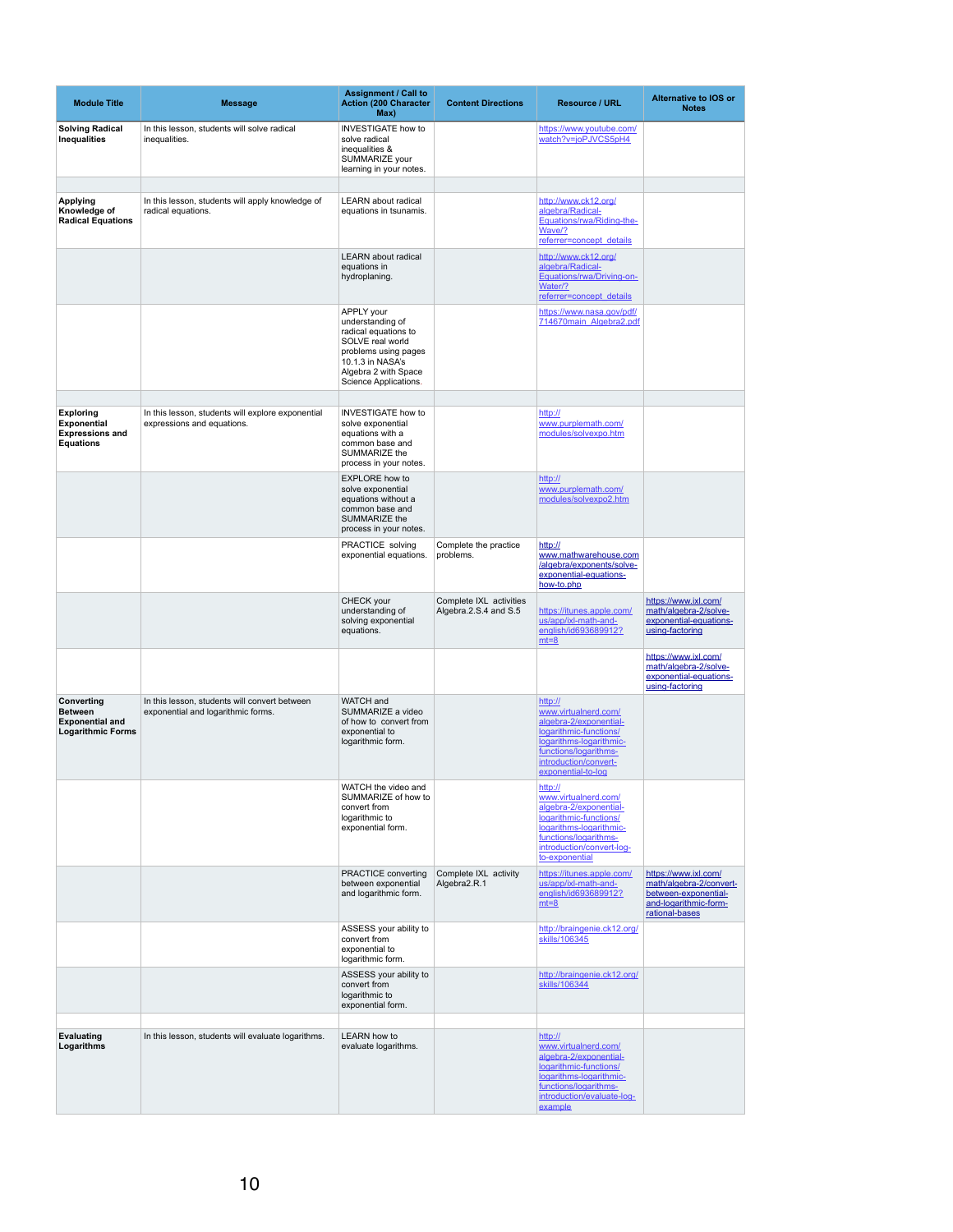| Module Title | Message | Assignment / Call to Action (200 Character Max) | Content Directions | Resource / URL | Alternative to IOS or Notes |
|---|---|---|---|---|---|
| **Solving Radical Inequalities** | In this lesson, students will solve radical inequalities. | INVESTIGATE how to solve radical inequalities & SUMMARIZE your learning in your notes. | | https://www.youtube.com/watch?v=joPJVCS5pH4 | |
| | | | | | |
| **Applying Knowledge of Radical Equations** | In this lesson, students will apply knowledge of radical equations. | LEARN about radical equations in tsunamis. | | http://www.ck12.org/algebra/Radical-Equations/rwa/Riding-the-Wave/?referrer=concept_details | |
| | | LEARN about radical equations in hydroplaning. | | http://www.ck12.org/algebra/Radical-Equations/rwa/Driving-on-Water/?referrer=concept_details | |
| | | APPLY your understanding of radical equations to SOLVE real world problems using pages 10.1.3 in NASA's Algebra 2 with Space Science Applications. | | https://www.nasa.gov/pdf/714670main_Algebra2.pdf | |
| | | | | | |
| **Exploring Exponential Expressions and Equations** | In this lesson, students will explore exponential expressions and equations. | INVESTIGATE how to solve exponential equations with a common base and SUMMARIZE the process in your notes. | | http://www.purplemath.com/modules/solvexpo.htm | |
| | | EXPLORE how to solve exponential equations without a common base and SUMMARIZE the process in your notes. | | http://www.purplemath.com/modules/solvexpo2.htm | |
| | | PRACTICE solving exponential equations. | Complete the practice problems. | http://www.mathwarehouse.com/algebra/exponents/solve-exponential-equations-how-to.php | |
| | | CHECK your understanding of solving exponential equations. | Complete IXL activities Algebra.2.S.4 and S.5 | https://itunes.apple.com/us/app/ixl-math-and-english/id693689912?mt=8 | https://www.ixl.com/math/algebra-2/solve-exponential-equations-using-factoring |
| | | | | | https://www.ixl.com/math/algebra-2/solve-exponential-equations-using-factoring |
| **Converting Between Exponential and Logarithmic Forms** | In this lesson, students will convert between exponential and logarithmic forms. | WATCH and SUMMARIZE a video of how to convert from exponential to logarithmic form. | | http://www.virtualnerd.com/algebra-2/exponential-logarithmic-functions/logarithms-logarithmic-functions/logarithms-introduction/convert-exponential-to-log | |
| | | WATCH the video and SUMMARIZE of how to convert from logarithmic to exponential form. | | http://www.virtualnerd.com/algebra-2/exponential-logarithmic-functions/logarithms-logarithmic-functions/logarithms-introduction/convert-log-to-exponential | |
| | | PRACTICE converting between exponential and logarithmic form. | Complete IXL activity Algebra2.R.1 | https://itunes.apple.com/us/app/ixl-math-and-english/id693689912?mt=8 | https://www.ixl.com/math/algebra-2/convert-between-exponential-and-logarithmic-form-rational-bases |
| | | ASSESS your ability to convert from exponential to logarithmic form. | | http://braingenie.ck12.org/skills/106345 | |
| | | ASSESS your ability to convert from logarithmic to exponential form. | | http://braingenie.ck12.org/skills/106344 | |
| | | | | | |
| **Evaluating Logarithms** | In this lesson, students will evaluate logarithms. | LEARN how to evaluate logarithms. | | http://www.virtualnerd.com/algebra-2/exponential-logarithmic-functions/logarithms-logarithmic-functions/logarithms-introduction/evaluate-log-example | |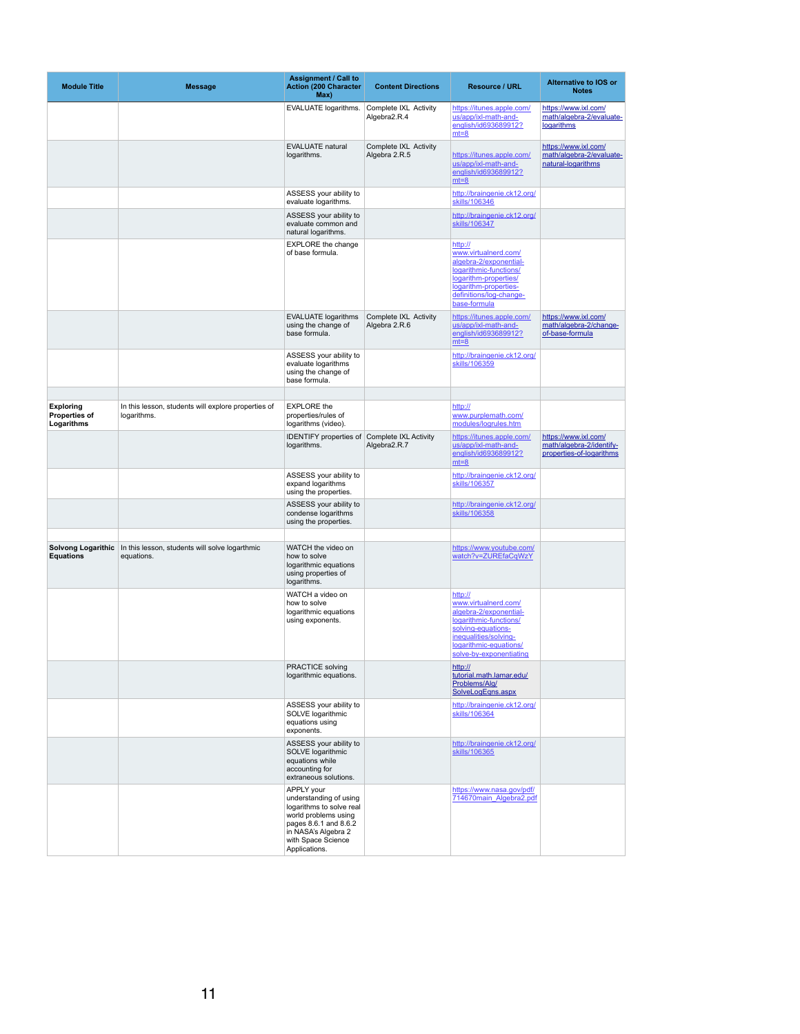| Module Title | Message | Assignment / Call to Action (200 Character Max) | Content Directions | Resource / URL | Alternative to IOS or Notes |
|---|---|---|---|---|---|
| | | EVALUATE logarithms. | Complete IXL Activity Algebra2.R.4 | https://itunes.apple.com/us/app/ixl-math-and-english/id693689912?mt=8 | https://www.ixl.com/math/algebra-2/evaluate-logarithms |
| | | EVALUATE natural logarithms. | Complete IXL Activity Algebra 2.R.5 | https://itunes.apple.com/us/app/ixl-math-and-english/id693689912?mt=8 | https://www.ixl.com/math/algebra-2/evaluate-natural-logarithms |
| | | ASSESS your ability to evaluate logarithms. | | http://braingenie.ck12.org/skills/106346 | |
| | | ASSESS your ability to evaluate common and natural logarithms. | | http://braingenie.ck12.org/skills/106347 | |
| | | EXPLORE the change of base formula. | | http://www.virtualnerd.com/algebra-2/exponential-logarithmic-functions/logarithm-properties/logarithm-properties-definitions/log-change-base-formula | |
| | | EVALUATE logarithms using the change of base formula. | Complete IXL Activity Algebra 2.R.6 | https://itunes.apple.com/us/app/ixl-math-and-english/id693689912?mt=8 | https://www.ixl.com/math/algebra-2/change-of-base-formula |
| | | ASSESS your ability to evaluate logarithms using the change of base formula. | | http://braingenie.ck12.org/skills/106359 | |
| | | | | | |
| **Exploring Properties of Logarithms** | In this lesson, students will explore properties of logarithms. | EXPLORE the properties/rules of logarithms (video). | | http://www.purplemath.com/modules/logrules.htm | |
| | | IDENTIFY properties of logarithms. | Complete IXL Activity Algebra2.R.7 | https://itunes.apple.com/us/app/ixl-math-and-english/id693689912?mt=8 | https://www.ixl.com/math/algebra-2/identify-properties-of-logarithms |
| | | ASSESS your ability to expand logarithms using the properties. | | http://braingenie.ck12.org/skills/106357 | |
| | | ASSESS your ability to condense logarithms using the properties. | | http://braingenie.ck12.org/skills/106358 | |
| | | | | | |
| **Solvong Logarithic Equations** | In this lesson, students will solve logrithmic equations. | WATCH the video on how to solve logarithmic equations using properties of logarithms. | | https://www.youtube.com/watch?v=ZUREfaCqWzY | |
| | | WATCH a video on how to solve logarithmic equations using exponents. | | http://www.virtualnerd.com/algebra-2/exponential-logarithmic-functions/solving-equations-inequalities/solving-logarithmic-equations/solve-by-exponentiating | |
| | | PRACTICE solving logarithmic equations. | | http://tutorial.math.lamar.edu/Problems/Alg/SolveLogEqns.aspx | |
| | | ASSESS your ability to SOLVE logarithmic equations using exponents. | | http://braingenie.ck12.org/skills/106364 | |
| | | ASSESS your ability to SOLVE logarithmic equations while accounting for extraneous solutions. | | http://braingenie.ck12.org/skills/106365 | |
| | | APPLY your understanding of using logarithms to solve real world problems using pages 8.6.1 and 8.6.2 in NASA's Algebra 2 with Space Science Applications. | | https://www.nasa.gov/pdf/714670main_Algebra2.pdf | |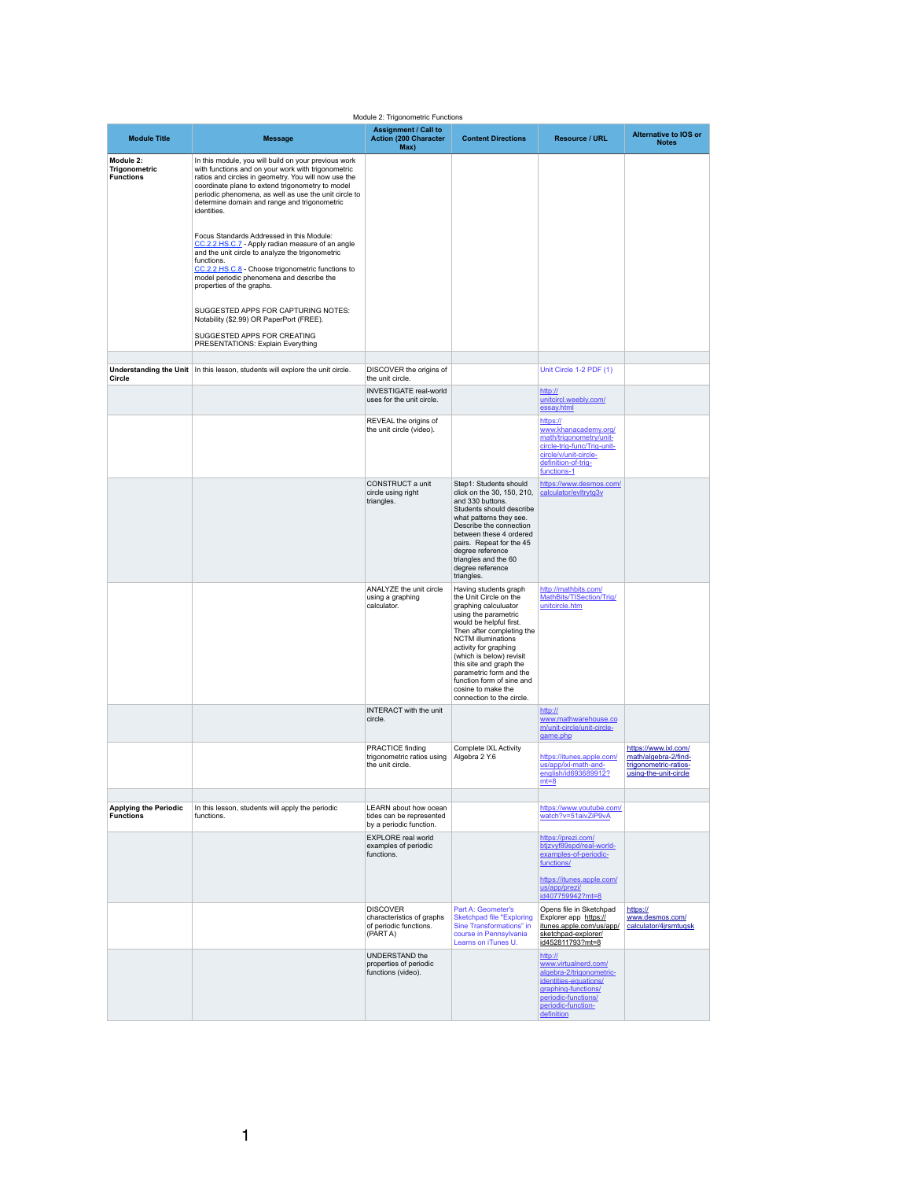Module 2: Trigonometric Functions

| Module Title | Message | Assignment / Call to Action (200 Character Max) | Content Directions | Resource / URL | Alternative to IOS or Notes |
|---|---|---|---|---|---|
| **Module 2: Trigonometric Functions** | In this module, you will build on your previous work with functions and on your work with trigonometric ratios and circles in geometry. You will now use the coordinate plane to extend trigonometry to model periodic phenomena, as well as use the unit circle to determine domain and range and trigonometric identities.<br><br>Focus Standards Addressed in this Module:<br>CC.2.2.HS.C.7 - Apply radian measure of an angle and the unit circle to analyze the trigonometric functions.<br>CC.2.2.HS.C.8 - Choose trigonometric functions to model periodic phenomena and describe the properties of the graphs.<br><br>SUGGESTED APPS FOR CAPTURING NOTES: Notability ($2.99) OR PaperPort (FREE).<br><br>SUGGESTED APPS FOR CREATING PRESENTATIONS: Explain Everything | | | | |
| | | | | | |
| **Understanding the Unit Circle** | In this lesson, students will explore the unit circle. | DISCOVER the origins of the unit circle. | | Unit Circle 1-2 PDF (1) | |
| | | INVESTIGATE real-world uses for the unit circle. | | http://unitcircl.weebly.com/essay.html | |
| | | REVEAL the origins of the unit circle (video). | | https://www.khanacademy.org/math/trigonometry/unit-circle-trig-func/Trig-unit-circle/v/unit-circle-definition-of-trig-functions-1 | |
| | | CONSTRUCT a unit circle using right triangles. | Step1: Students should click on the 30, 150, 210, and 330 buttons. Students should describe what patterns they see. Describe the connection between these 4 ordered pairs. Repeat for the 45 degree reference triangles and the 60 degree reference triangles. | https://www.desmos.com/calculator/evltrytg3v | |
| | | ANALYZE the unit circle using a graphing calculator. | Having students graph the Unit Circle on the graphing calculator using the parametric would be helpful first. Then after completing the NCTM illuminations activity for graphing (which is below) revisit this site and graph the parametric form and the function form of sine and cosine to make the connection to the circle. | http://mathbits.com/MathBits/TISection/Trig/unitcircle.htm | |
| | | INTERACT with the unit circle. | | http://www.mathwarehouse.com/unit-circle/unit-circle-game.php | |
| | | PRACTICE finding trigonometric ratios using the unit circle. | Complete IXL Activity Algebra 2 Y.6 | https://itunes.apple.com/us/app/ixl-math-and-english/id693689912?mt=8 | https://www.ixl.com/math/algebra-2/find-trigonometric-ratios-using-the-unit-circle |
| | | | | | |
| **Applying the Periodic Functions** | In this lesson, students will apply the periodic functions. | LEARN about how ocean tides can be represented by a periodic function. | | https://www.youtube.com/watch?v=51aivZiP9vA | |
| | | EXPLORE real world examples of periodic functions. | | https://prezi.com/btjzvyf89spd/real-world-examples-of-periodic-functions/<br><br>https://itunes.apple.com/us/app/prezi/id407759942?mt=8 | |
| | | DISCOVER characteristics of graphs of periodic functions. (PART A) | Part A: Geometer's Sketchpad file "Exploring Sine Transformations" in course in Pennsylvania Learns on iTunes U. | Opens file in Sketchpad Explorer app https://itunes.apple.com/us/app/sketchpad-explorer/id452811793?mt=8 | https://www.desmos.com/calculator/4jrsmtuqsk |
| | | UNDERSTAND the properties of periodic functions (video). | | http://www.virtualnerd.com/algebra-2/trigonometric-identities-equations/graphing-functions/periodic-functions/periodic-function-definition | |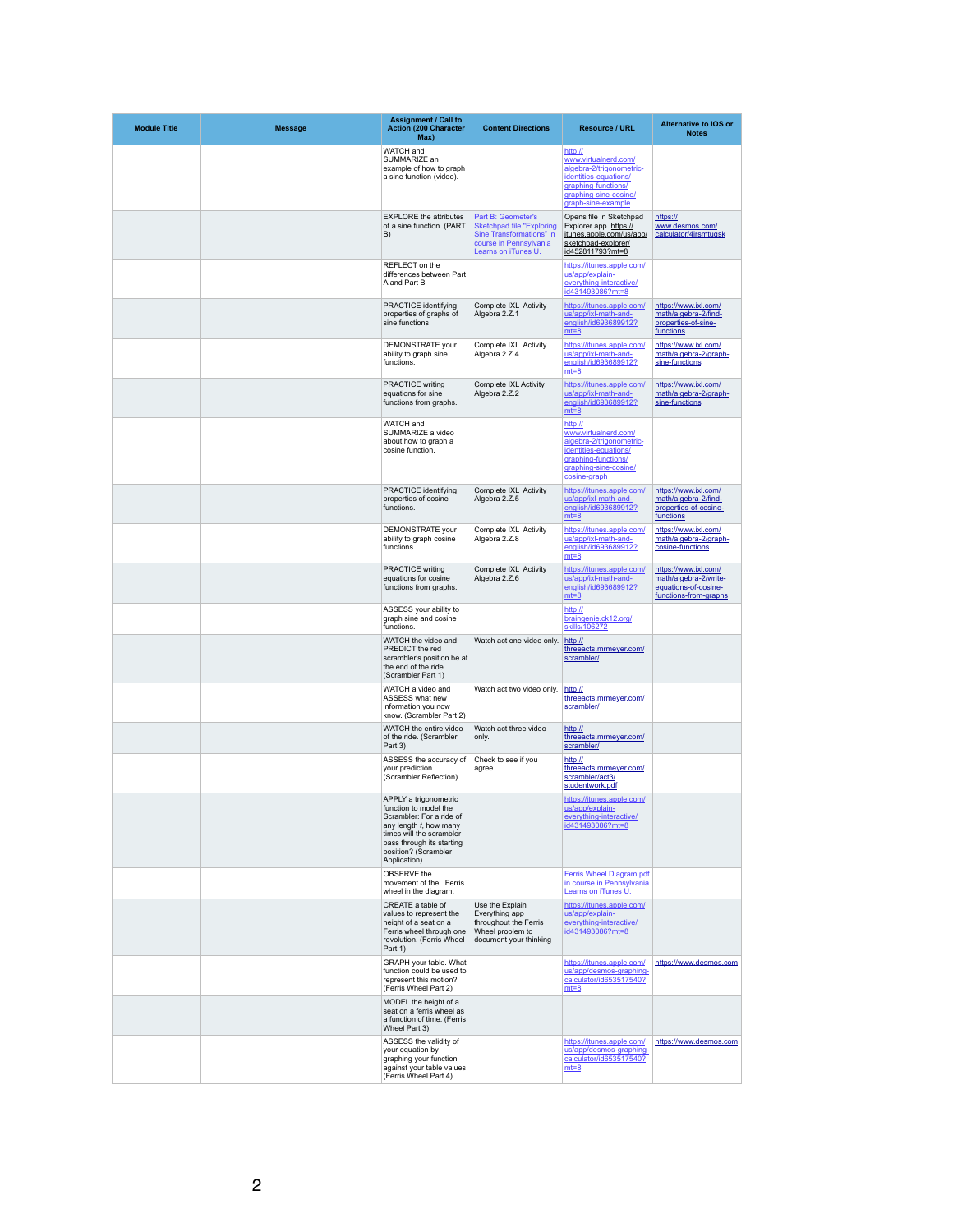| Module Title | Message | Assignment / Call to Action (200 Character Max) | Content Directions | Resource / URL | Alternative to IOS or Notes |
|---|---|---|---|---|---|
| | | WATCH and SUMMARIZE an example of how to graph a sine function (video). | | http://www.virtualnerd.com/algebra-2/trigonometric-identities-equations/graphing-functions/graphing-sine-cosine/graph-sine-example | |
| | | EXPLORE the attributes of a sine function. (PART B) | Part B: Geometer's Sketchpad file "Exploring Sine Transformations" in course in Pennsylvania Learns on iTunes U. | Opens file in Sketchpad Explorer app https://itunes.apple.com/us/app/sketchpad-explorer/id452811793?mt=8 | https://www.desmos.com/calculator/4jrsmtuqsk |
| | | REFLECT on the differences between Part A and Part B | | https://itunes.apple.com/us/app/explain-everything-interactive/id431493086?mt=8 | |
| | | PRACTICE identifying properties of graphs of sine functions. | Complete IXL Activity Algebra 2.Z.1 | https://itunes.apple.com/us/app/ixl-math-and-english/id693689912?mt=8 | https://www.ixl.com/math/algebra-2/find-properties-of-sine-functions |
| | | DEMONSTRATE your ability to graph sine functions. | Complete IXL Activity Algebra 2.Z.4 | https://itunes.apple.com/us/app/ixl-math-and-english/id693689912?mt=8 | https://www.ixl.com/math/algebra-2/graph-sine-functions |
| | | PRACTICE writing equations for sine functions from graphs. | Complete IXL Activity Algebra 2.Z.2 | https://itunes.apple.com/us/app/ixl-math-and-english/id693689912?mt=8 | https://www.ixl.com/math/algebra-2/graph-sine-functions |
| | | WATCH and SUMMARIZE a video about how to graph a cosine function. | | http://www.virtualnerd.com/algebra-2/trigonometric-identities-equations/graphing-functions/graphing-sine-cosine/cosine-graph | |
| | | PRACTICE identifying properties of cosine functions. | Complete IXL Activity Algebra 2.Z.5 | https://itunes.apple.com/us/app/ixl-math-and-english/id693689912?mt=8 | https://www.ixl.com/math/algebra-2/find-properties-of-cosine-functions |
| | | DEMONSTRATE your ability to graph cosine functions. | Complete IXL Activity Algebra 2.Z.8 | https://itunes.apple.com/us/app/ixl-math-and-english/id693689912?mt=8 | https://www.ixl.com/math/algebra-2/graph-cosine-functions |
| | | PRACTICE writing equations for cosine functions from graphs. | Complete IXL Activity Algebra 2.Z.6 | https://itunes.apple.com/us/app/ixl-math-and-english/id693689912?mt=8 | https://www.ixl.com/math/algebra-2/write-equations-of-cosine-functions-from-graphs |
| | | ASSESS your ability to graph sine and cosine functions. | | http://braingenie.ck12.org/skills/106272 | |
| | | WATCH the video and PREDICT the red scrambler's position be at the end of the ride. (Scrambler Part 1) | Watch act one video only. | http://threeacts.mrmeyer.com/scrambler/ | |
| | | WATCH a video and ASSESS what new information you now know. (Scrambler Part 2) | Watch act two video only. | http://threeacts.mrmeyer.com/scrambler/ | |
| | | WATCH the entire video of the ride. (Scrambler Part 3) | Watch act three video only. | http://threeacts.mrmeyer.com/scrambler/ | |
| | | ASSESS the accuracy of your prediction. (Scrambler Reflection) | Check to see if you agree. | http://threeacts.mrmeyer.com/scrambler/act3/studentwork.pdf | |
| | | APPLY a trigonometric function to model the Scrambler: For a ride of any length *t*, how many times will the scrambler pass through its starting position? (Scrambler Application) | | https://itunes.apple.com/us/app/explain-everything-interactive/id431493086?mt=8 | |
| | | OBSERVE the movement of the Ferris wheel in the diagram. | | Ferris Wheel Diagram.pdf in course in Pennsylvania Learns on iTunes U. | |
| | | CREATE a table of values to represent the height of a seat on a Ferris wheel through one revolution. (Ferris Wheel Part 1) | Use the Explain Everything app throughout the Ferris Wheel problem to document your thinking | https://itunes.apple.com/us/app/explain-everything-interactive/id431493086?mt=8 | |
| | | GRAPH your table. What function could be used to represent this motion? (Ferris Wheel Part 2) | | https://itunes.apple.com/us/app/desmos-graphing-calculator/id653517540?mt=8 | https://www.desmos.com |
| | | MODEL the height of a seat on a ferris wheel as a function of time. (Ferris Wheel Part 3) | | | |
| | | ASSESS the validity of your equation by graphing your function against your table values (Ferris Wheel Part 4) | | https://itunes.apple.com/us/app/desmos-graphing-calculator/id653517540?mt=8 | https://www.desmos.com |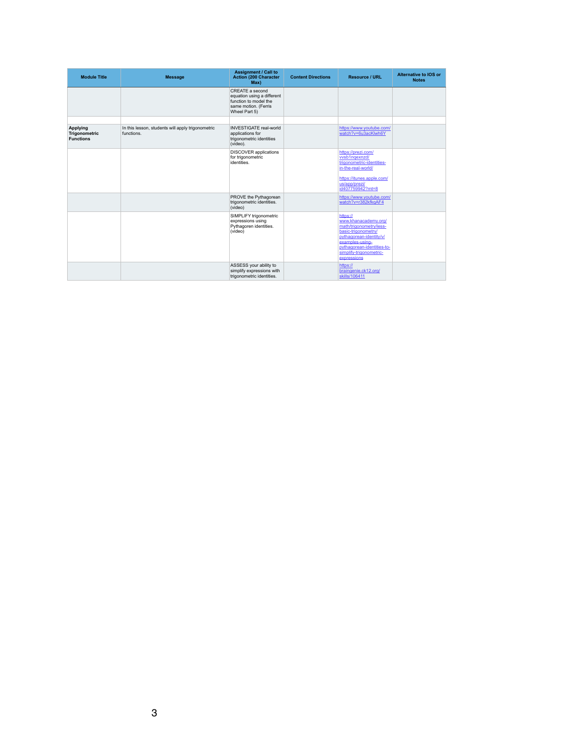| Module Title | Message | Assignment / Call to Action (200 Character Max) | Content Directions | Resource / URL | Alternative to IOS or Notes |
|---|---|---|---|---|---|
| | | CREATE a second equation using a different function to model the same motion. (Ferris Wheel Part 5) | | | |
| | | | | | |
| **Applying Trigonometric Functions** | In this lesson, students will apply trigonometric functions. | INVESTIGATE real-world applications for trigonometric identities (video). | | https://www.youtube.com/watch?v=6u3acKlwh6Y | |
| | | DISCOVER applications for trigonometric identities. | | https://prezi.com/vvsb1ngexnzd/trigonometric-identities-in-the-real-world/ https://itunes.apple.com/us/app/prezi/id407759942?mt=8 | |
| | | PROVE the Pythagorean trigonometric identities. (video) | | https://www.youtube.com/watch?v=r382kfkgAF4 | |
| | | SIMPLIFY trigonometric expressions using Pythagoren identities. (video) | | https://www.khanacademy.org/math/trigonometry/less-basic-trigonometry/pythagorean-identity/v/examples-using-pythagorean-identities-to-simplify-trigonometric-expressions | |
| | | ASSESS your ability to simplify expressions with trigonometric identities. | | https://braingenie.ck12.org/skills/106411 | |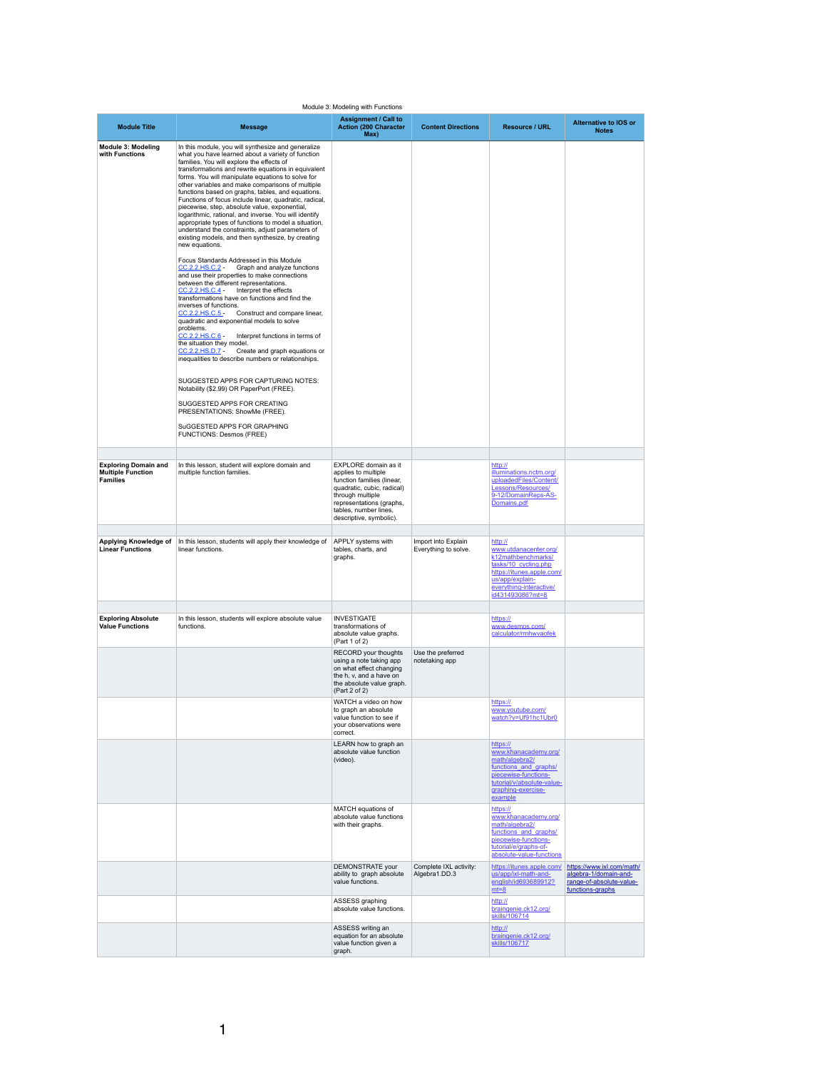Module 3: Modeling with Functions

| Module Title | Message | Assignment / Call to Action (200 Character Max) | Content Directions | Resource / URL | Alternative to IOS or Notes |
|---|---|---|---|---|---|
| **Module 3: Modeling with Functions** | In this module, you will synthesize and generalize what you have learned about a variety of function families. You will explore the effects of transformations and rewrite equations in equivalent forms. You will manipulate equations to solve for other variables and make comparisons of multiple functions based on graphs, tables, and equations. Functions of focus include linear, quadratic, radical, piecewise, step, absolute value, exponential, logarithmic, rational, and inverse. You will identify appropriate types of functions to model a situation, understand the constraints, adjust parameters of existing models, and then synthesize, by creating new equations.<br><br>Focus Standards Addressed in this Module<br>CC.2.2.HS.C.2 - Graph and analyze functions and use their properties to make connections between the different representations.<br>CC.2.2.HS.C.4 - Interpret the effects transformations have on functions and find the inverses of functions.<br>CC.2.2.HS.C.5 - Construct and compare linear, quadratic and exponential models to solve problems.<br>CC.2.2.HS.C.6 - Interpret functions in terms of the situation they model.<br>CC.2.2.HS.D.7 - Create and graph equations or inequalities to describe numbers or relationships.<br><br>SUGGESTED APPS FOR CAPTURING NOTES: Notability ($2.99) OR PaperPort (FREE).<br><br>SUGGESTED APPS FOR CREATING PRESENTATIONS: ShowMe (FREE).<br><br>SuGGESTED APPS FOR GRAPHING FUNCTIONS: Desmos (FREE) | | | | |
| | | | | | |
| **Exploring Domain and Multiple Function Families** | In this lesson, student will explore domain and multiple function families. | EXPLORE domain as it applies to multiple function families (linear, quadratic, cubic, radical) through multiple representations (graphs, tables, number lines, descriptive, symbolic). | | http://illuminations.nctm.org/uploadedFiles/Content/Lessons/Resources/9-12/DomainReps-AS-Domains.pdf | |
| | | | | | |
| **Applying Knowledge of Linear Functions** | In this lesson, students will apply their knowledge of linear functions. | APPLY systems with tables, charts, and graphs. | Import into Explain Everything to solve. | http://www.utdanacenter.org/k12mathbenchmarks/tasks/10_cycling.php https://itunes.apple.com/us/app/explain-everything-interactive/id431493086?mt=8 | |
| | | | | | |
| **Exploring Absolute Value Functions** | In this lesson, students will explore absolute value functions. | INVESTIGATE transformations of absolute value graphs. (Part 1 of 2) | | https://www.desmos.com/calculator/rmhwvaofek | |
| | | RECORD your thoughts using a note taking app on what effect changing the h, v, and a have on the absolute value graph. (Part 2 of 2) | Use the preferred notetaking app | | |
| | | WATCH a video on how to graph an absolute value function to see if your observations were correct. | | https://www.youtube.com/watch?v=Uf91hc1Ubr0 | |
| | | LEARN how to graph an absolute value function (video). | | https://www.khanacademy.org/math/algebra2/functions_and_graphs/piecewise-functions-tutorial/v/absolute-value-graphing-exercise-example | |
| | | MATCH equations of absolute value functions with their graphs. | | https://www.khanacademy.org/math/algebra2/functions_and_graphs/piecewise-functions-tutorial/e/graphs-of-absolute-value-functions | |
| | | DEMONSTRATE your ability to graph absolute value functions. | Complete IXL activity: Algebra1.DD.3 | https://itunes.apple.com/us/app/ixl-math-and-english/id693689912?mt=8 | https://www.ixl.com/math/algebra-1/domain-and-range-of-absolute-value-functions-graphs |
| | | ASSESS graphing absolute value functions. | | http://braingenie.ck12.org/skills/106714 | |
| | | ASSESS writing an equation for an absolute value function given a graph. | | http://braingenie.ck12.org/skills/106717 | |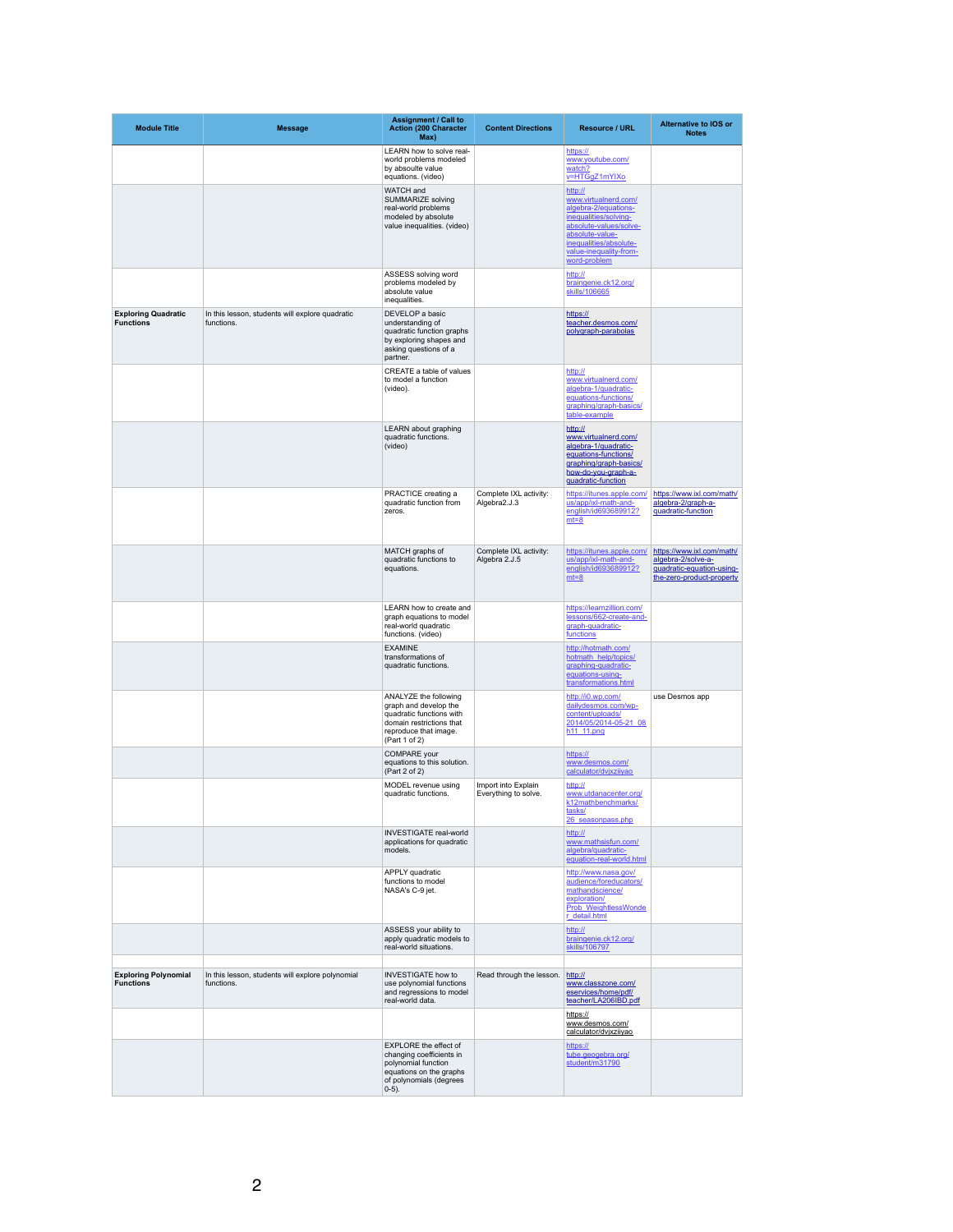| Module Title | Message | Assignment / Call to Action (200 Character Max) | Content Directions | Resource / URL | Alternative to IOS or Notes |
|---|---|---|---|---|---|
| | | LEARN how to solve real-world problems modeled by absoulte value equations. (video) | | https://www.youtube.com/watch?v=HTGgZ1mYIXo | |
| | | WATCH and SUMMARIZE solving real-world problems modeled by absolute value inequalities. (video) | | http://www.virtualnerd.com/algebra-2/equations-inequalities/solving-absolute-values/solve-absolute-value-inequalities/absolute-value-inequality-from-word-problem | |
| | | ASSESS solving word problems modeled by absolute value inequalities. | | http://braingenie.ck12.org/skills/106665 | |
| **Exploring Quadratic Functions** | In this lesson, students will explore quadratic functions. | DEVELOP a basic understanding of quadratic function graphs by exploring shapes and asking questions of a partner. | | https://teacher.desmos.com/polygraph-parabolas | |
| | | CREATE a table of values to model a function (video). | | http://www.virtualnerd.com/algebra-1/quadratic-equations-functions/graphing/graph-basics/table-example | |
| | | LEARN about graphing quadratic functions. (video) | | http://www.virtualnerd.com/algebra-1/quadratic-equations-functions/graphing/graph-basics/how-do-you-graph-a-quadratic-function | |
| | | PRACTICE creating a quadratic function from zeros. | Complete IXL activity: Algebra2.J.3 | https://itunes.apple.com/us/app/ixl-math-and-english/id693689912?mt=8 | https://www.ixl.com/math/algebra-2/graph-a-quadratic-function |
| | | MATCH graphs of quadratic functions to equations. | Complete IXL activity: Algebra 2.J.5 | https://itunes.apple.com/us/app/ixl-math-and-english/id693689912?mt=8 | https://www.ixl.com/math/algebra-2/solve-a-quadratic-equation-using-the-zero-product-property |
| | | LEARN how to create and graph equations to model real-world quadratic functions. (video) | | https://learnzillion.com/lessons/662-create-and-graph-quadratic-functions | |
| | | EXAMINE transformations of quadratic functions. | | http://hotmath.com/hotmath_help/topics/graphing-quadratic-equations-using-transformations.html | |
| | | ANALYZE the following graph and develop the quadratic functions with domain restrictions that reproduce that image. (Part 1 of 2) | | http://i0.wp.com/dailydesmos.com/wp-content/uploads/2014/05/2014-05-21_08h11_11.png | use Desmos app |
| | | COMPARE your equations to this solution. (Part 2 of 2) | | https://www.desmos.com/calculator/dvjxziiyao | |
| | | MODEL revenue using quadratic functions. | Import into Explain Everything to solve. | http://www.utdanacenter.org/k12mathbenchmarks/tasks/26_seasonpass.php | |
| | | INVESTIGATE real-world applications for quadratic models. | | http://www.mathsisfun.com/algebra/quadratic-equation-real-world.html | |
| | | APPLY quadratic functions to model NASA's C-9 jet. | | http://www.nasa.gov/audience/foreducators/mathandscience/exploration/Prob_WeightlessWonder_detail.html | |
| | | ASSESS your ability to apply quadratic models to real-world situations. | | http://braingenie.ck12.org/skills/106797 | |
| | | | | | |
| **Exploring Polynomial Functions** | In this lesson, students will explore polynomial functions. | INVESTIGATE how to use polynomial functions and regressions to model real-world data. | Read through the lesson. | http://www.classzone.com/eservices/home/pdf/teacher/LA206IBD.pdf | |
| | | | | https://www.desmos.com/calculator/dvjxziiyao | |
| | | EXPLORE the effect of changing coefficients in polynomial function equations on the graphs of polynomials (degrees 0-5). | | https://tube.geogebra.org/student/m31790 | |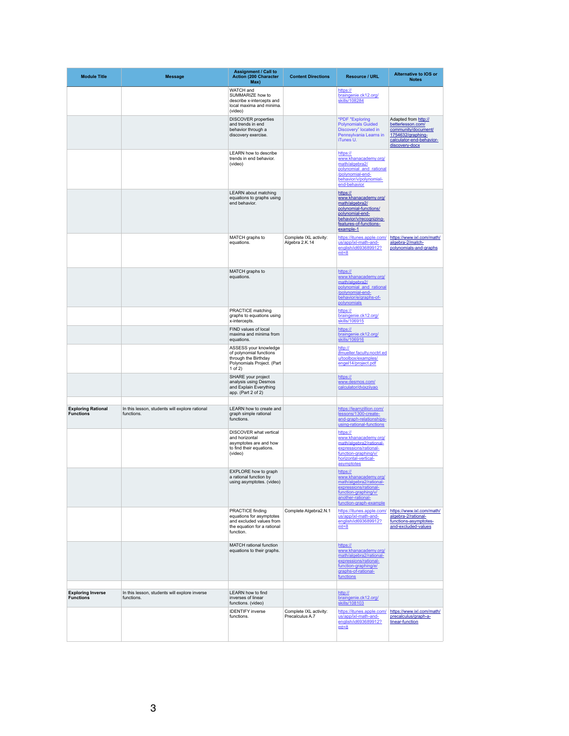| Module Title | Message | Assignment / Call to Action (200 Character Max) | Content Directions | Resource / URL | Alternative to IOS or Notes |
|---|---|---|---|---|---|
| | | WATCH and SUMMARIZE how to describe x-intercepts and local maxima and minima. (video) | | https://braingenie.ck12.org/skills/108284 | |
| | | DISCOVER properties and trends in end behavior through a discovery exercise. | | *PDF "Exploring Polynomials Guided Discovery" located in Pennsylvania Learns in iTunes U. | Adapted from http://betterlesson.com/community/document/1754632/graphing-calculator-end-behavior-discovery-docx |
| | | LEARN how to describe trends in end behavior. (video) | | https://www.khanacademy.org/math/algebra2/polynomial_and_rational/polynomial-end-behavior/v/polynomial-end-behavior | |
| | | LEARN about matching equations to graphs using end behavior. | | https://www.khanacademy.org/math/algebra2/polynomial-functions/polynomial-end-behavior/v/recognizing-features-of-functions-example-1 | |
| | | MATCH graphs to equations. | Complete IXL activity: Algebra 2.K.14 | https://itunes.apple.com/us/app/ixl-math-and-english/id693689912?mt=8 | https://www.ixl.com/math/algebra-2/match-polynomials-and-graphs |
| | | MATCH graphs to equations. | | https://www.khanacademy.org/math/algebra2/polynomial_and_rational/polynomial-end-behavior/e/graphs-of-polynomials | |
| | | PRACTICE matching graphs to equations using x-intercepts. | | https://braingenie.ck12.org/skills/106915 | |
| | | FIND values of local maxima and minima from equations. | | https://braingenie.ck12.org/skills/106916 | |
| | | ASSESS your knowledge of polynomial functions through the Birthday Polynomials Project. (Part 1 of 2) | | http://jfmueller.faculty.noctrl.edu/toolbox/examples/engel14/project.pdf | |
| | | SHARE your project analysis using Desmos and Explain Everything app. (Part 2 of 2) | | https://www.desmos.com/calculator/dvjxziiyao | |
| | | | | | |
| **Exploring Rational Functions** | In this lesson, students will explore rational functions. | LEARN how to create and graph simple rational functions. | | https://learnzillion.com/lessons/1300-create-and-graph-relationships-using-rational-functions | |
| | | DISCOVER what vertical and horizontal asymptotes are and how to find their equations. (video) | | https://www.khanacademy.org/math/algebra2/rational-expressions/rational-function-graphing/v/horizontal-vertical-asymptotes | |
| | | EXPLORE how to graph a rational function by using asymptotes. (video) | | https://www.khanacademy.org/math/algebra2/rational-expressions/rational-function-graphing/v/another-rational-function-graph-example | |
| | | PRACTICE finding equations for asymptotes and excluded values from the equation for a rational function. | Complete Algebra2.N.1 | https://itunes.apple.com/us/app/ixl-math-and-english/id693689912?mt=8 | https://www.ixl.com/math/algebra-2/rational-functions-asymptotes-and-excluded-values |
| | | MATCH rational function equations to their graphs. | | https://www.khanacademy.org/math/algebra2/rational-expressions/rational-function-graphing/e/graphs-of-rational-functions | |
| | | | | | |
| **Exploring Inverse Functions** | In this lesson, students will explore inverse functions. | LEARN how to find inverses of linear functions. (video) | | http://braingenie.ck12.org/skills/108103 | |
| | | IDENTIFY inverse functions. | Complete IXL activity: Precalculus A.7 | https://itunes.apple.com/us/app/ixl-math-and-english/id693689912?mt=8 | https://www.ixl.com/math/precalculus/graph-a-linear-function |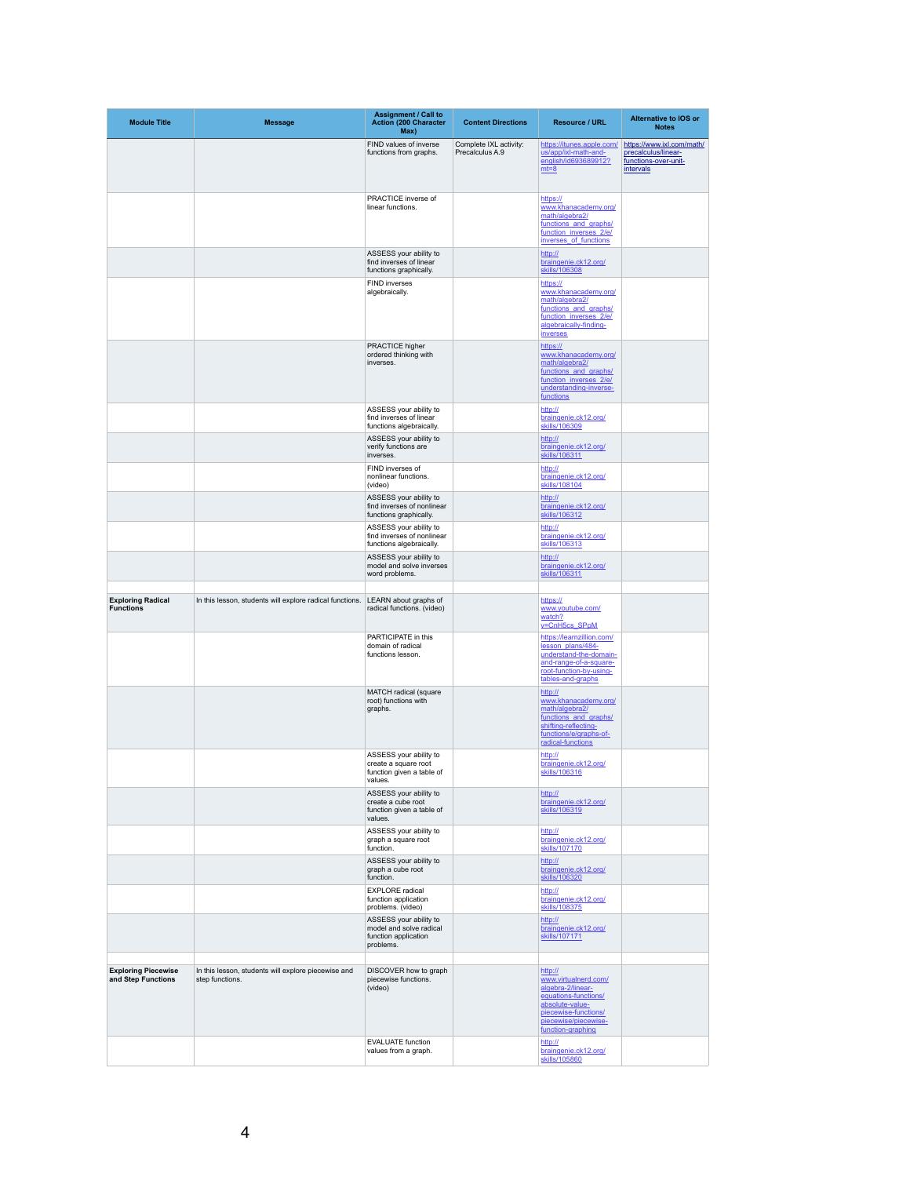| Module Title | Message | Assignment / Call to Action (200 Character Max) | Content Directions | Resource / URL | Alternative to IOS or Notes |
|---|---|---|---|---|---|
| | | FIND values of inverse functions from graphs. | Complete IXL activity: Precalculus A.9 | https://itunes.apple.com/us/app/ixl-math-and-english/id693689912?mt=8 | https://www.ixl.com/math/precalculus/linear-functions-over-unit-intervals |
| | | PRACTICE inverse of linear functions. | | https://www.khanacademy.org/math/algebra2/functions_and_graphs/function_inverses_2/e/inverses_of_functions | |
| | | ASSESS your ability to find inverses of linear functions graphically. | | http://braingenie.ck12.org/skills/106308 | |
| | | FIND inverses algebraically. | | https://www.khanacademy.org/math/algebra2/functions_and_graphs/function_inverses_2/e/algebraically-finding-inverses | |
| | | PRACTICE higher ordered thinking with inverses. | | https://www.khanacademy.org/math/algebra2/functions_and_graphs/function_inverses_2/e/understanding-inverse-functions | |
| | | ASSESS your ability to find inverses of linear functions algebraically. | | http://braingenie.ck12.org/skills/106309 | |
| | | ASSESS your ability to verify functions are inverses. | | http://braingenie.ck12.org/skills/106311 | |
| | | FIND inverses of nonlinear functions. (video) | | http://braingenie.ck12.org/skills/108104 | |
| | | ASSESS your ability to find inverses of nonlinear functions graphically. | | http://braingenie.ck12.org/skills/106312 | |
| | | ASSESS your ability to find inverses of nonlinear functions algebraically. | | http://braingenie.ck12.org/skills/106313 | |
| | | ASSESS your ability to model and solve inverses word problems. | | http://braingenie.ck12.org/skills/106311 | |
| | | | | | |
| **Exploring Radical Functions** | In this lesson, students will explore radical functions. | LEARN about graphs of radical functions. (video) | | https://www.youtube.com/watch?v=CnH5cs_SPpM | |
| | | PARTICIPATE in this domain of radical functions lesson. | | https://learnzillion.com/lesson_plans/484-understand-the-domain-and-range-of-a-square-root-function-by-using-tables-and-graphs | |
| | | MATCH radical (square root) functions with graphs. | | http://www.khanacademy.org/math/algebra2/functions_and_graphs/shifting-reflecting-functions/e/graphs-of-radical-functions | |
| | | ASSESS your ability to create a square root function given a table of values. | | http://braingenie.ck12.org/skills/106316 | |
| | | ASSESS your ability to create a cube root function given a table of values. | | http://braingenie.ck12.org/skills/106319 | |
| | | ASSESS your ability to graph a square root function. | | http://braingenie.ck12.org/skills/107170 | |
| | | ASSESS your ability to graph a cube root function. | | http://braingenie.ck12.org/skills/106320 | |
| | | EXPLORE radical function application problems. (video) | | http://braingenie.ck12.org/skills/108375 | |
| | | ASSESS your ability to model and solve radical function application problems. | | http://braingenie.ck12.org/skills/107171 | |
| | | | | | |
| **Exploring Piecewise and Step Functions** | In this lesson, students will explore piecewise and step functions. | DISCOVER how to graph piecewise functions. (video) | | http://www.virtualnerd.com/algebra-2/linear-equations-functions/absolute-value-piecewise-functions/piecewise/piecewise-function-graphing | |
| | | EVALUATE function values from a graph. | | http://braingenie.ck12.org/skills/105860 | |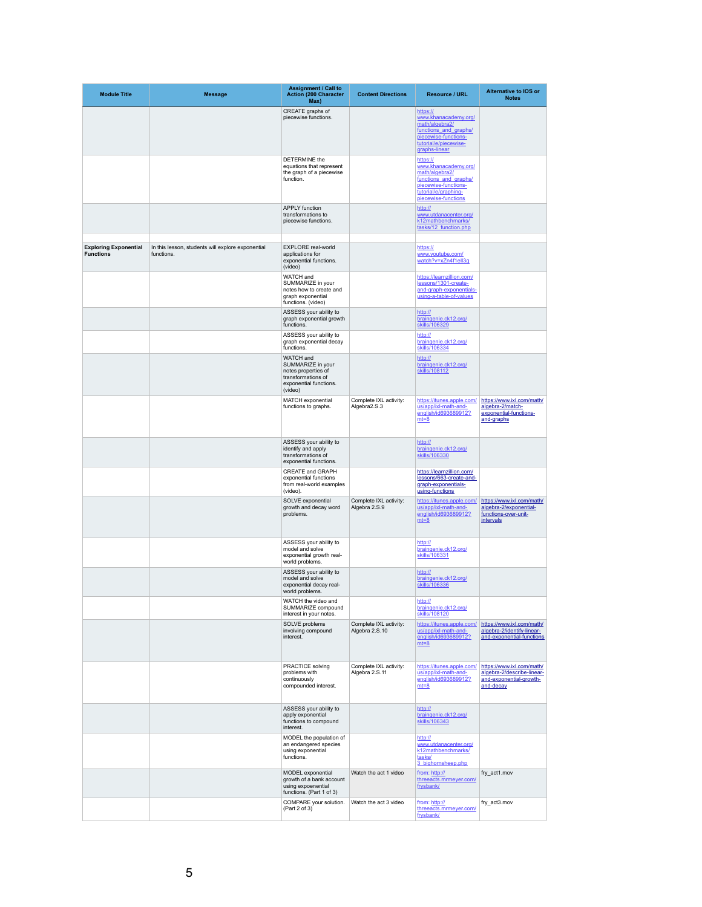| Module Title | Message | Assignment / Call to Action (200 Character Max) | Content Directions | Resource / URL | Alternative to IOS or Notes |
|---|---|---|---|---|---|
| | | CREATE graphs of piecewise functions. | | https://www.khanacademy.org/math/algebra2/functions_and_graphs/piecewise-functions-tutorial/e/piecewise-graphs-linear | |
| | | DETERMINE the equations that represent the graph of a piecewise function. | | https://www.khanacademy.org/math/algebra2/functions_and_graphs/piecewise-functions-tutorial/e/graphing-piecewise-functions | |
| | | APPLY function transformations to piecewise functions. | | http://www.utdanacenter.org/k12mathbenchmarks/tasks/12_function.php | |
| | | | | | |
| **Exploring Exponential Functions** | In this lesson, students will explore exponential functions. | EXPLORE real-world applications for exponential functions. (video) | | https://www.youtube.com/watch?v=xZn4f1ell3g | |
| | | WATCH and SUMMARIZE in your notes how to create and graph exponential functions. (video) | | https://learnzillion.com/lessons/1301-create-and-graph-exponentials-using-a-table-of-values | |
| | | ASSESS your ability to graph exponential growth functions. | | http://braingenie.ck12.org/skills/106329 | |
| | | ASSESS your ability to graph exponential decay functions. | | http://braingenie.ck12.org/skills/106334 | |
| | | WATCH and SUMMARIZE in your notes properties of transformations of exponential functions. (video) | | http://braingenie.ck12.org/skills/108112 | |
| | | MATCH exponential functions to graphs. | Complete IXL activity: Algebra2.S.3 | https://itunes.apple.com/us/app/ixl-math-and-english/id693689912?mt=8 | https://www.ixl.com/math/algebra-2/match-exponential-functions-and-graphs |
| | | ASSESS your ability to identify and apply transformations of exponential functions. | | http://braingenie.ck12.org/skills/106330 | |
| | | CREATE and GRAPH exponential functions from real-world examples (video). | | https://learnzillion.com/lessons/663-create-and-graph-exponentials-using-functions | |
| | | SOLVE exponential growth and decay word problems. | Complete IXL activity: Algebra 2.S.9 | https://itunes.apple.com/us/app/ixl-math-and-english/id693689912?mt=8 | https://www.ixl.com/math/algebra-2/exponential-functions-over-unit-intervals |
| | | ASSESS your ability to model and solve exponential growth real-world problems. | | http://braingenie.ck12.org/skills/106331 | |
| | | ASSESS your ability to model and solve exponential decay real-world problems. | | http://braingenie.ck12.org/skills/106336 | |
| | | WATCH the video and SUMMARIZE compound interest in your notes. | | http://braingenie.ck12.org/skills/108120 | |
| | | SOLVE problems involving compound interest. | Complete IXL activity: Algebra 2.S.10 | https://itunes.apple.com/us/app/ixl-math-and-english/id693689912?mt=8 | https://www.ixl.com/math/algebra-2/identify-linear-and-exponential-functions |
| | | PRACTICE solving problems with continuously compounded interest. | Complete IXL activity: Algebra 2.S.11 | https://itunes.apple.com/us/app/ixl-math-and-english/id693689912?mt=8 | https://www.ixl.com/math/algebra-2/describe-linear-and-exponential-growth-and-decay |
| | | ASSESS your ability to apply exponential functions to compound interest. | | http://braingenie.ck12.org/skills/106343 | |
| | | MODEL the population of an endangered species using exponential functions. | | http://www.utdanacenter.org/k12mathbenchmarks/tasks/3_bighornsheep.php | |
| | | MODEL exponential growth of a bank account using expoenential functions. (Part 1 of 3) | Watch the act 1 video | from: http://threeacts.mrmeyer.com/frysbank/ | fry_act1.mov |
| | | COMPARE your solution. (Part 2 of 3) | Watch the act 3 video | from: http://threeacts.mrmeyer.com/frysbank/ | fry_act3.mov |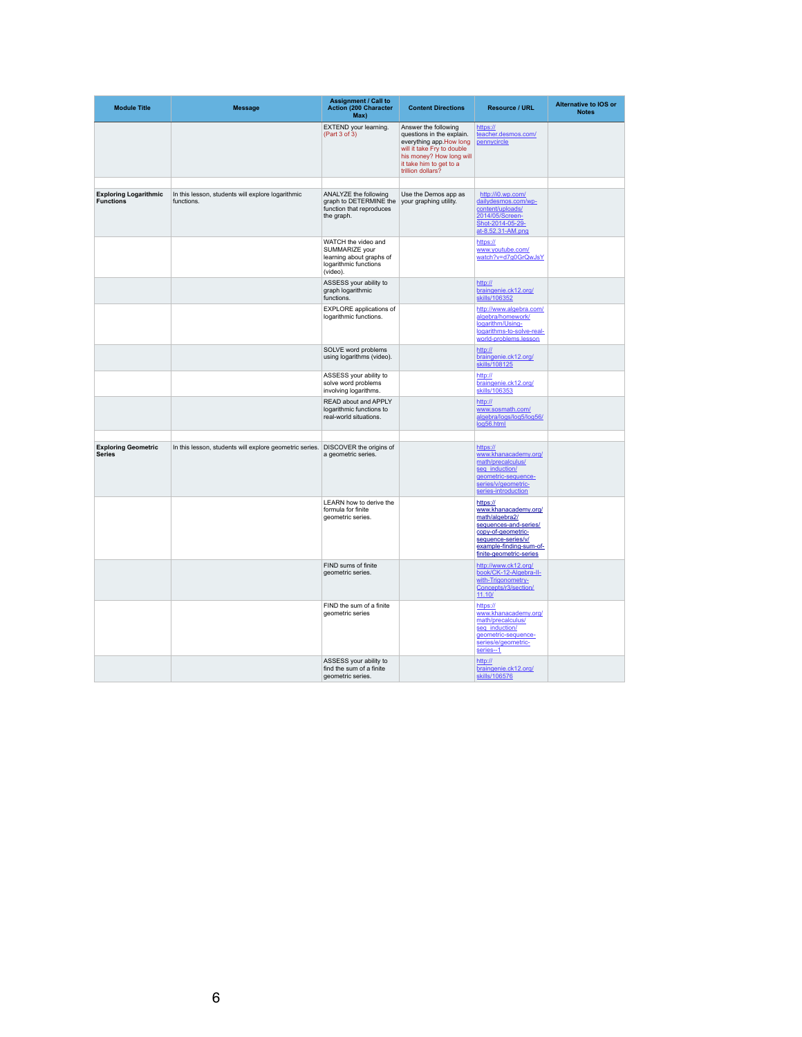| Module Title | Message | Assignment / Call to Action (200 Character Max) | Content Directions | Resource / URL | Alternative to IOS or Notes |
|---|---|---|---|---|---|
| | | EXTEND your learning. (Part 3 of 3) | Answer the following questions in the explain. everything app.How long will it take Fry to double his money? How long will it take him to get to a trillion dollars? | https://teacher.desmos.com/pennycircle | |
| | | | | | |
| **Exploring Logarithmic Functions** | In this lesson, students will explore logarithmic functions. | ANALYZE the following graph to DETERMINE the function that reproduces the graph. | Use the Demos app as your graphing utility. | http://i0.wp.com/dailydesmos.com/wp-content/uploads/2014/05/Screen-Shot-2014-05-29-at-8.52.31-AM.png | |
| | | WATCH the video and SUMMARIZE your learning about graphs of logarithmic functions (video). | | https://www.youtube.com/watch?v=d7g0GrQwJsY | |
| | | ASSESS your ability to graph logarithmic functions. | | http://braingenie.ck12.org/skills/106352 | |
| | | EXPLORE applications of logarithmic functions. | | http://www.algebra.com/algebra/homework/logarithm/Using-logarithms-to-solve-real-world-problems.lesson | |
| | | SOLVE word problems using logarithms (video). | | http://braingenie.ck12.org/skills/108125 | |
| | | ASSESS your ability to solve word problems involving logarithms. | | http://braingenie.ck12.org/skills/106353 | |
| | | READ about and APPLY logarithmic functions to real-world situations. | | http://www.sosmath.com/algebra/logs/log5/log56/log56.html | |
| | | | | | |
| **Exploring Geometric Series** | In this lesson, students will explore geometric series. | DISCOVER the origins of a geometric series. | | https://www.khanacademy.org/math/precalculus/seq_induction/geometric-sequence-series/v/geometric-series-introduction | |
| | | LEARN how to derive the formula for finite geometric series. | | https://www.khanacademy.org/math/algebra2/sequences-and-series/copy-of-geometric-sequence-series/v/example-finding-sum-of-finite-geometric-series | |
| | | FIND sums of finite geometric series. | | http://www.ck12.org/book/CK-12-Algebra-II-with-Trigonometry-Concepts/r3/section/11.10/ | |
| | | FIND the sum of a finite geometric series | | https://www.khanacademy.org/math/precalculus/seq_induction/geometric-sequence-series/e/geometric-series--1 | |
| | | ASSESS your ability to find the sum of a finite geometric series. | | http://braingenie.ck12.org/skills/106576 | |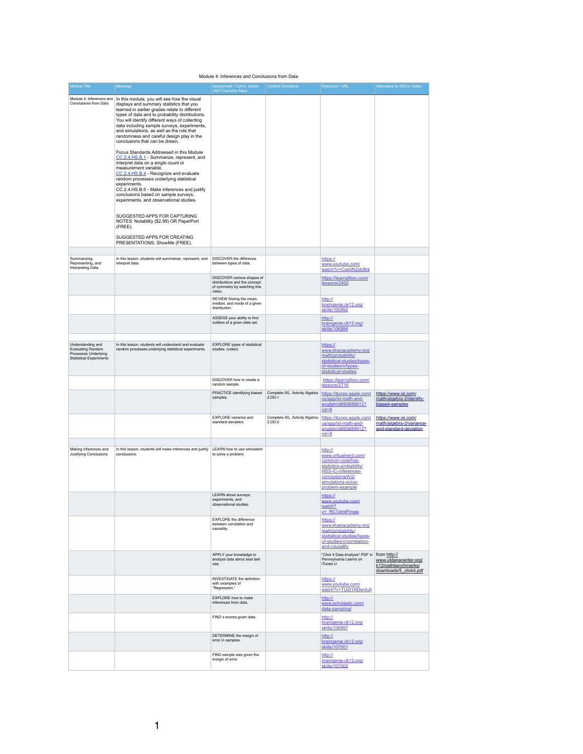# Module 4: Inferences and Conclusions from Data

| Module Title | Message | Assignment / Call to Action (200 Character Max) | Content Directions | Resource / URL | Alternative to IOS or Notes |
|---|---|---|---|---|---|
| Module 4: Inferences and Conclusions from Data | In this module, you will see how the visual displays and summary statistics that you learned in earlier grades relate to different types of data and to probability distributions. You will identify different ways of collecting data including sample surveys, experiments, and simulations, as well as the role that randomness and careful design play in the conclusions that can be drawn.<br><br>Focus Standards Addressed in this Module<br>CC.2.4.HS.B.1 - Summarize, represent, and interpret data on a single count or measurement variable.<br>CC.2.4.HS.B.4 - Recognize and evaluate random processes underlying statistical experiments.<br>CC.2.4.HS.B.5 - Make inferences and justify conclusions based on sample surveys, experiments, and observational studies.<br><br>SUGGESTED APPS FOR CAPTURING NOTES: Notability ($2.99) OR PaperPort (FREE).<br><br>SUGGESTED APPS FOR CREATING PRESENTATIONS: ShowMe (FREE). | | | | |
| | | | | | |
| Summarizing, Representing, and Interpreting Data | In this lesson, students will summarize, represent, and interpret data. | DISCOVER the difference between types of data. | | https://www.youtube.com/watch?v=Coe0N2xb8kk | |
| | | DISCOVER various shapes of distributions and the concept of symmetry by watching this video. | | https://learnzillion.com/lessons/2402 | |
| | | REVIEW finding the mean, median, and mode of a given distribution. | | http://braingenie.ck12.org/skills/106992 | |
| | | ASSESS your ability to find outliers of a given data set. | | http://braingenie.ck12.org/skills/106994 | |
| | | | | | |
| Understanding and Evaluating Random Processes Underlying Statistical Experiments | In this lesson, students will understand and evaluate random processes underlying statistical experiments. | EXPLORE types of statistical studies. (video) | | https://www.khanacademy.org/math/probability/statistical-studies/types-of-studies/v/types-statistical-studies | |
| | | DISCOVER how to create a random sample. | | https://learnzillion.com/lessons/2716 | |
| | | PRACTICE identifying biased samples. | Complete IXL Activity Algebra 2.DD.1 | https://itunes.apple.com/us/app/ixl-math-and-english/id693689912?mt=8 | https://www.ixl.com/math/algebra-2/identify-biased-samples |
| | | EXPLORE variance and standard deviation. | Complete IXL Activity Algebra 2.DD.2 | https://itunes.apple.com/us/app/ixl-math-and-english/id693689912?mt=8 | https://www.ixl.com/math/algebra-2/variance-and-standard-deviation |
| | | | | | |
| Making Inferences and Justifying Conclusions | In this lesson, students will make inferences and justify conclusions. | LEARN how to use simulation to solve a problem. | | http://www.virtualnerd.com/common-core/hss-statistics-probability/HSS-IC-inferences-conclusions/A/2/simulations-solve-problem-example | |
| | | LEARN about surveys, experiments, and observational studies. | | https://www.youtube.com/watch?v=_RCTdmIPmqw | |
| | | EXPLORE the difference between correlation and causality. | | https://www.khanacademy.org/math/probability/statistical-studies/types-of-studies/v/correlation-and-causality | |
| | | APPLY your knowledge to analyze data about seat belt use. | "Click It Data Analysis" PDF in Pennsylvania Learns on iTunes U. | | from http://www.utdanacenter.org/k12mathbenchmarks/downloads/5_clickit.pdf |
| | | INVESTIGATE the definition with examples of "Regression." | | https://www.youtube.com/watch?v=TU2t1HDwVuA | |
| | | EXPLORE how to make inferences from data. | | http://www.scholastic.com/data-sampling/ | |
| | | FIND z-scores given data. | | http://braingenie.ck12.org/skills/106997 | |
| | | DETERMINE the margin of error in samples. | | http://braingenie.ck12.org/skills/107001 | |
| | | FIND sample size given the margin of error. | | http://braingenie.ck12.org/skills/107002 | |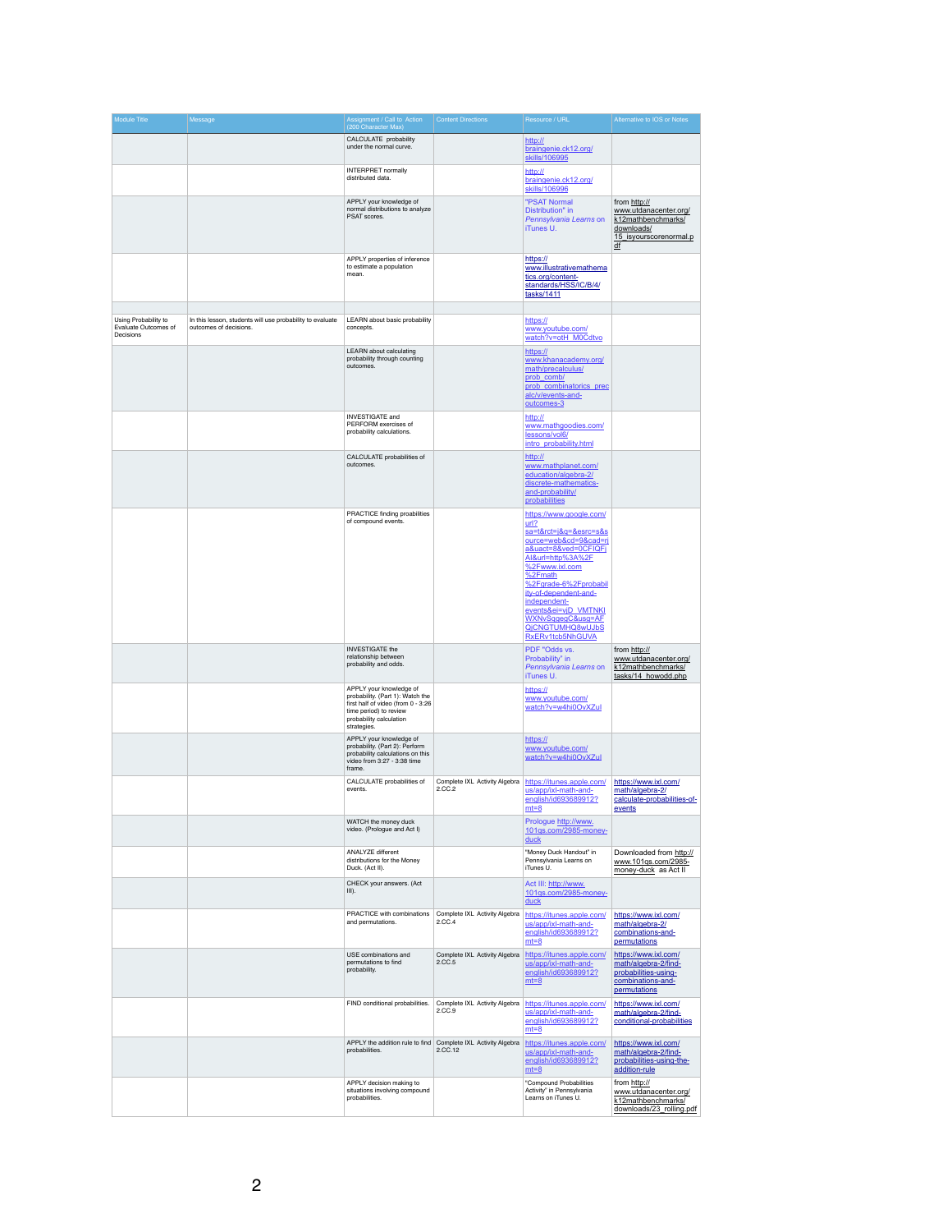| Module Title | Message | Assignment / Call to Action (200 Character Max) | Content Directions | Resource / URL | Alternative to IOS or Notes |
|---|---|---|---|---|---|
| | | CALCULATE probability under the normal curve. | | http://braingenie.ck12.org/skills/106995 | |
| | | INTERPRET normally distributed data. | | http://braingenie.ck12.org/skills/106996 | |
| | | APPLY your knowledge of normal distributions to analyze PSAT scores. | | "PSAT Normal Distribution" in *Pennsylvania Learns* on iTunes U. | from http://www.utdanacenter.org/k12mathbenchmarks/downloads/15_isyourscorenormal.pdf |
| | | APPLY properties of inference to estimate a population mean. | | https://www.illustrativemathematics.org/content-standards/HSS/IC/B/4/tasks/1411 | |
| | | | | | |
| Using Probability to Evaluate Outcomes of Decisions | In this lesson, students will use probability to evaluate outcomes of decisions. | LEARN about basic probability concepts. | | https://www.youtube.com/watch?v=otH_M0Cdtvo | |
| | | LEARN about calculating probability through counting outcomes. | | https://www.khanacademy.org/math/precalculus/prob_comb/prob_combinatorics_precalc/v/events-and-outcomes-3 | |
| | | INVESTIGATE and PERFORM exercises of probability calculations. | | http://www.mathgoodies.com/lessons/vol6/intro_probability.html | |
| | | CALCULATE probabilities of outcomes. | | http://www.mathplanet.com/education/algebra-2/discrete-mathematics-and-probability/probabilities | |
| | | PRACTICE finding probabilities of compound events. | | https://www.google.com/url?sa=t&rct=j&q=&esrc=s&source=web&cd=9&cad=rja&uact=8&ved=0CFIQFjAI&url=http%3A%2F%2Fwww.ixl.com%2Fmath%2Fgrade-6%2Fprobability-of-dependent-and-independent-events&ei=vjD_VMTNKIWXNvSqgegC&usg=AFQjCNGTUMHQ8wUJbSRxERv1tcb5NhGUVA | |
| | | INVESTIGATE the relationship between probability and odds. | | PDF "Odds vs. Probability" in *Pennsylvania Learns* on iTunes U. | from http://www.utdanacenter.org/k12mathbenchmarks/tasks/14_howodd.php |
| | | APPLY your knowledge of probability. (Part 1): Watch the first half of video (from 0 - 3:26 time period) to review probability calculation strategies. | | https://www.youtube.com/watch?v=w4hi0OvXZuI | |
| | | APPLY your knowledge of probability. (Part 2): Perform probability calculations on this video from 3:27 - 3:38 time frame. | | https://www.youtube.com/watch?v=w4hi0OvXZuI | |
| | | CALCULATE probabilities of events. | Complete IXL Activity Algebra 2.CC.2 | https://itunes.apple.com/us/app/ixl-math-and-english/id693689912?mt=8 | https://www.ixl.com/math/algebra-2/calculate-probabilities-of-events |
| | | WATCH the money duck video. (Prologue and Act I) | | Prologue http://www.101qs.com/2985-money-duck | |
| | | ANALYZE different distributions for the Money Duck. (Act II). | | "Money Duck Handout" in Pennsylvania Learns on iTunes U. | Downloaded from http://www.101qs.com/2985-money-duck as Act II |
| | | CHECK your answers. (Act III). | | Act III: http://www.101qs.com/2985-money-duck | |
| | | PRACTICE with combinations and permutations. | Complete IXL Activity Algebra 2.CC.4 | https://itunes.apple.com/us/app/ixl-math-and-english/id693689912?mt=8 | https://www.ixl.com/math/algebra-2/combinations-and-permutations |
| | | USE combinations and permutations to find probability. | Complete IXL Activity Algebra 2.CC.5 | https://itunes.apple.com/us/app/ixl-math-and-english/id693689912?mt=8 | https://www.ixl.com/math/algebra-2/find-probabilities-using-combinations-and-permutations |
| | | FIND conditional probabilities. | Complete IXL Activity Algebra 2.CC.9 | https://itunes.apple.com/us/app/ixl-math-and-english/id693689912?mt=8 | https://www.ixl.com/math/algebra-2/find-conditional-probabilities |
| | | APPLY the addition rule to find probabilities. | Complete IXL Activity Algebra 2.CC.12 | https://itunes.apple.com/us/app/ixl-math-and-english/id693689912?mt=8 | https://www.ixl.com/math/algebra-2/find-probabilities-using-the-addition-rule |
| | | APPLY decision making to situations involving compound probabilities. | | "Compound Probabilities Activity" in Pennsylvania Learns on iTunes U. | from http://www.utdanacenter.org/k12mathbenchmarks/downloads/23_rolling.pdf |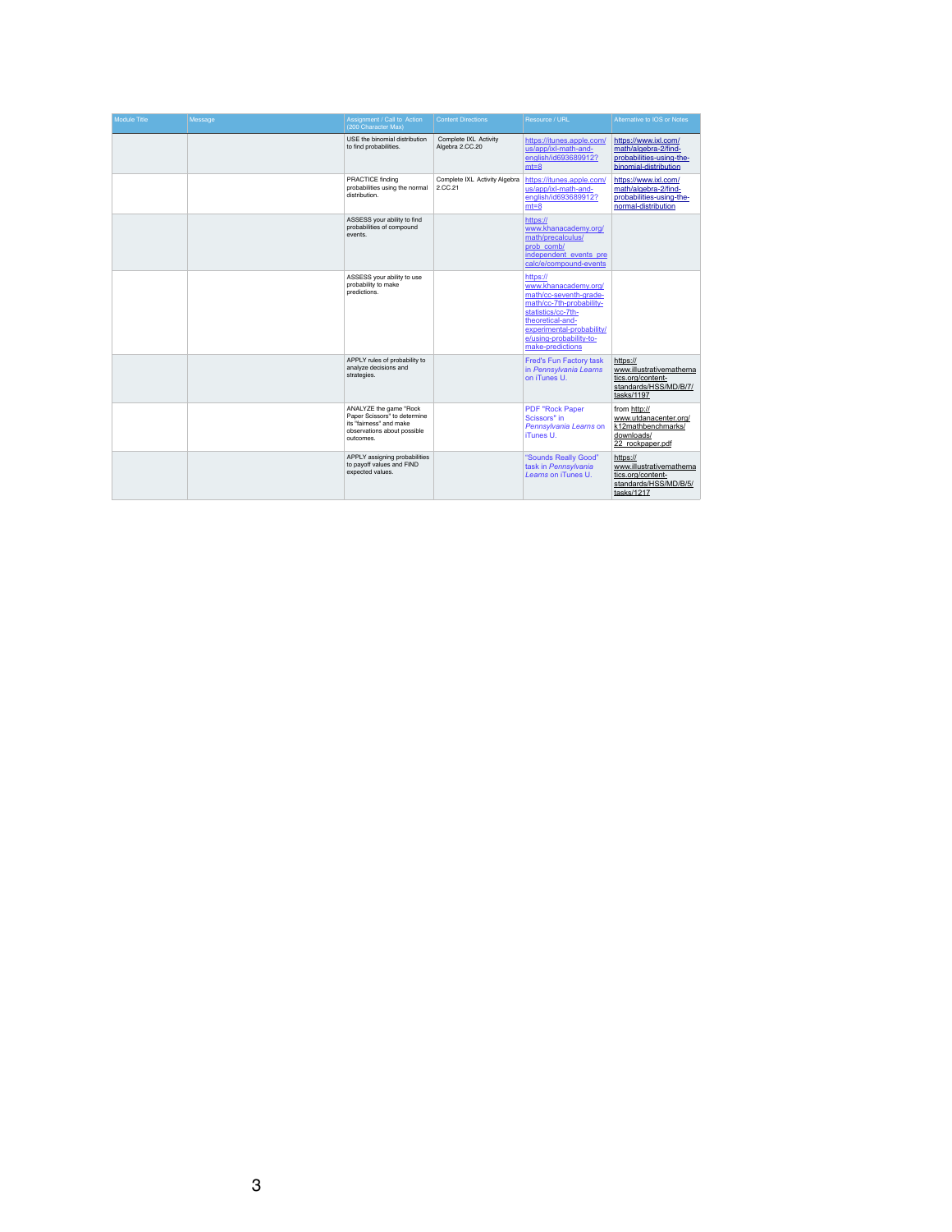| Module Title | Message | Assignment / Call to Action (200 Character Max) | Content Directions | Resource / URL | Alternative to IOS or Notes |
|---|---|---|---|---|---|
| | | USE the binomial distribution to find probabilities. | Complete IXL Activity Algebra 2.CC.20 | https://itunes.apple.com/us/app/ixl-math-and-english/id693689912?mt=8 | https://www.ixl.com/math/algebra-2/find-probabilities-using-the-binomial-distribution |
| | | PRACTICE finding probabilities using the normal distribution. | Complete IXL Activity Algebra 2.CC.21 | https://itunes.apple.com/us/app/ixl-math-and-english/id693689912?mt=8 | https://www.ixl.com/math/algebra-2/find-probabilities-using-the-normal-distribution |
| | | ASSESS your ability to find probabilities of compound events. | | https://www.khanacademy.org/math/precalculus/prob_comb/independent_events_precalc/e/compound-events | |
| | | ASSESS your ability to use probability to make predictions. | | https://www.khanacademy.org/math/cc-seventh-grade-math/cc-7th-probability-statistics/cc-7th-theoretical-and-experimental-probability/e/using-probability-to-make-predictions | |
| | | APPLY rules of probability to analyze decisions and strategies. | | Fred's Fun Factory task in *Pennsylvania Learns* on iTunes U. | https://www.illustrativemathematics.org/content-standards/HSS/MD/B/7/tasks/1197 |
| | | ANALYZE the game "Rock Paper Scissors" to determine its "fairness" and make observations about possible outcomes. | | PDF "Rock Paper Scissors" in *Pennsylvania Learns* on iTunes U. | from http://www.utdanacenter.org/k12mathbenchmarks/downloads/22_rockpaper.pdf |
| | | APPLY assigning probabilities to payoff values and FIND expected values. | | "Sounds Really Good" task in *Pennsylvania Learns* on iTunes U. | https://www.illustrativemathematics.org/content-standards/HSS/MD/B/5/tasks/1217 |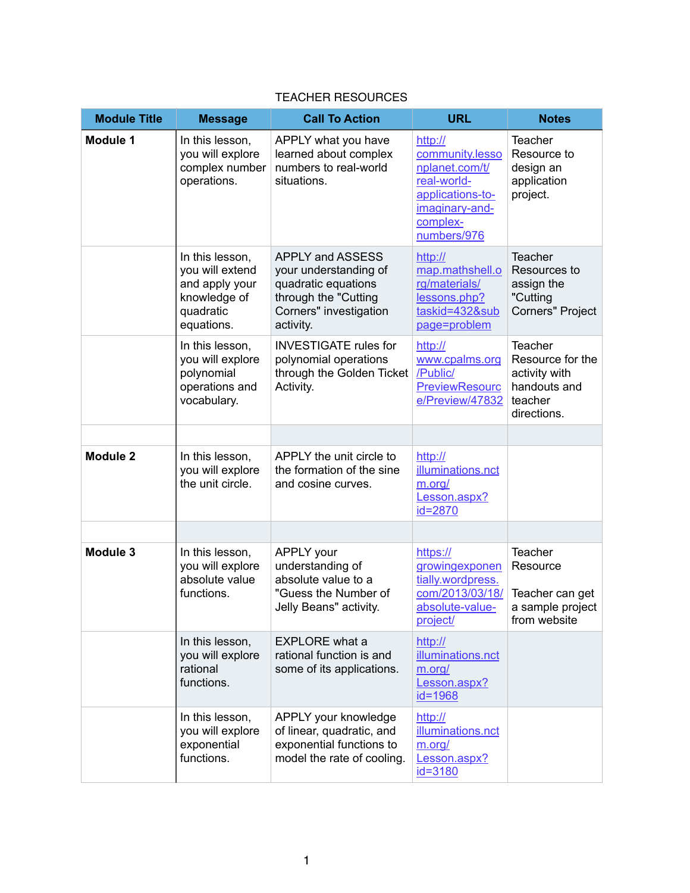TEACHER RESOURCES

| Module Title | Message | Call To Action | URL | Notes |
|---|---|---|---|---|
| **Module 1** | In this lesson, you will explore complex number operations. | APPLY what you have learned about complex numbers to real-world situations. | http://community.lessonplanet.com/t/real-world-applications-to-imaginary-and-complex-numbers/976 | Teacher Resource to design an application project. |
| | In this lesson, you will extend and apply your knowledge of quadratic equations. | APPLY and ASSESS your understanding of quadratic equations through the "Cutting Corners" investigation activity. | http://map.mathshell.org/materials/lessons.php?taskid=432&subpage=problem | Teacher Resources to assign the "Cutting Corners" Project |
| | In this lesson, you will explore polynomial operations and vocabulary. | INVESTIGATE rules for polynomial operations through the Golden Ticket Activity. | http://www.cpalms.org/Public/PreviewResource/Preview/47832 | Teacher Resource for the activity with handouts and teacher directions. |
| | | | | |
| **Module 2** | In this lesson, you will explore the unit circle. | APPLY the unit circle to the formation of the sine and cosine curves. | http://illuminations.nctm.org/Lesson.aspx?id=2870 | |
| | | | | |
| **Module 3** | In this lesson, you will explore absolute value functions. | APPLY your understanding of absolute value to a "Guess the Number of Jelly Beans" activity. | https://growingexponentially.wordpress.com/2013/03/18/absolute-value-project/ | Teacher Resource<br><br>Teacher can get a sample project from website |
| | In this lesson, you will explore rational functions. | EXPLORE what a rational function is and some of its applications. | http://illuminations.nctm.org/Lesson.aspx?id=1968 | |
| | In this lesson, you will explore exponential functions. | APPLY your knowledge of linear, quadratic, and exponential functions to model the rate of cooling. | http://illuminations.nctm.org/Lesson.aspx?id=3180 | |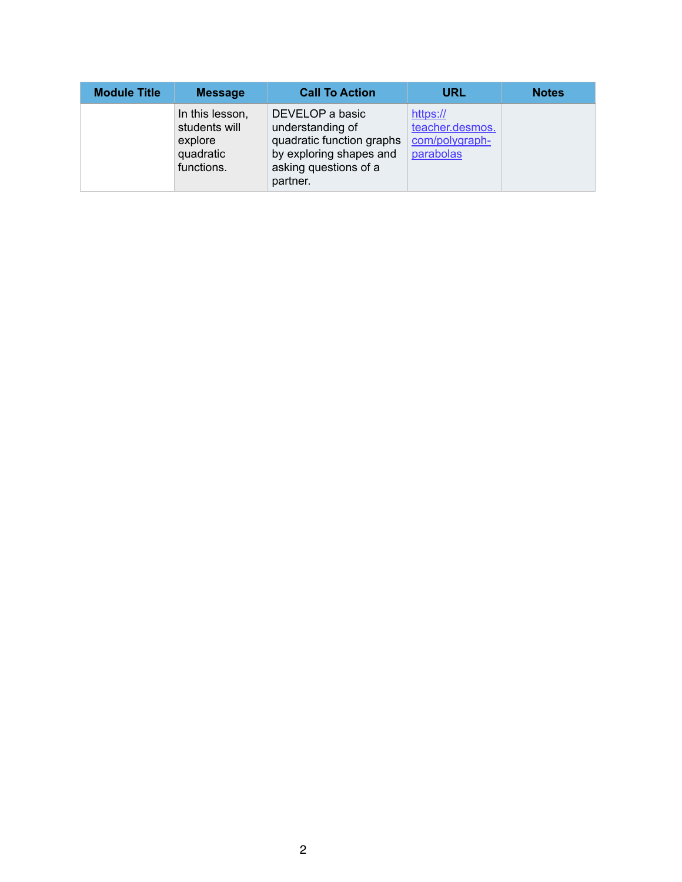| Module Title | Message | Call To Action | URL | Notes |
|---|---|---|---|---|
| | In this lesson, students will explore quadratic functions. | DEVELOP a basic understanding of quadratic function graphs by exploring shapes and asking questions of a partner. | [https://teacher.desmos.com/polygraph-parabolas](https://teacher.desmos.com/polygraph-parabolas) | |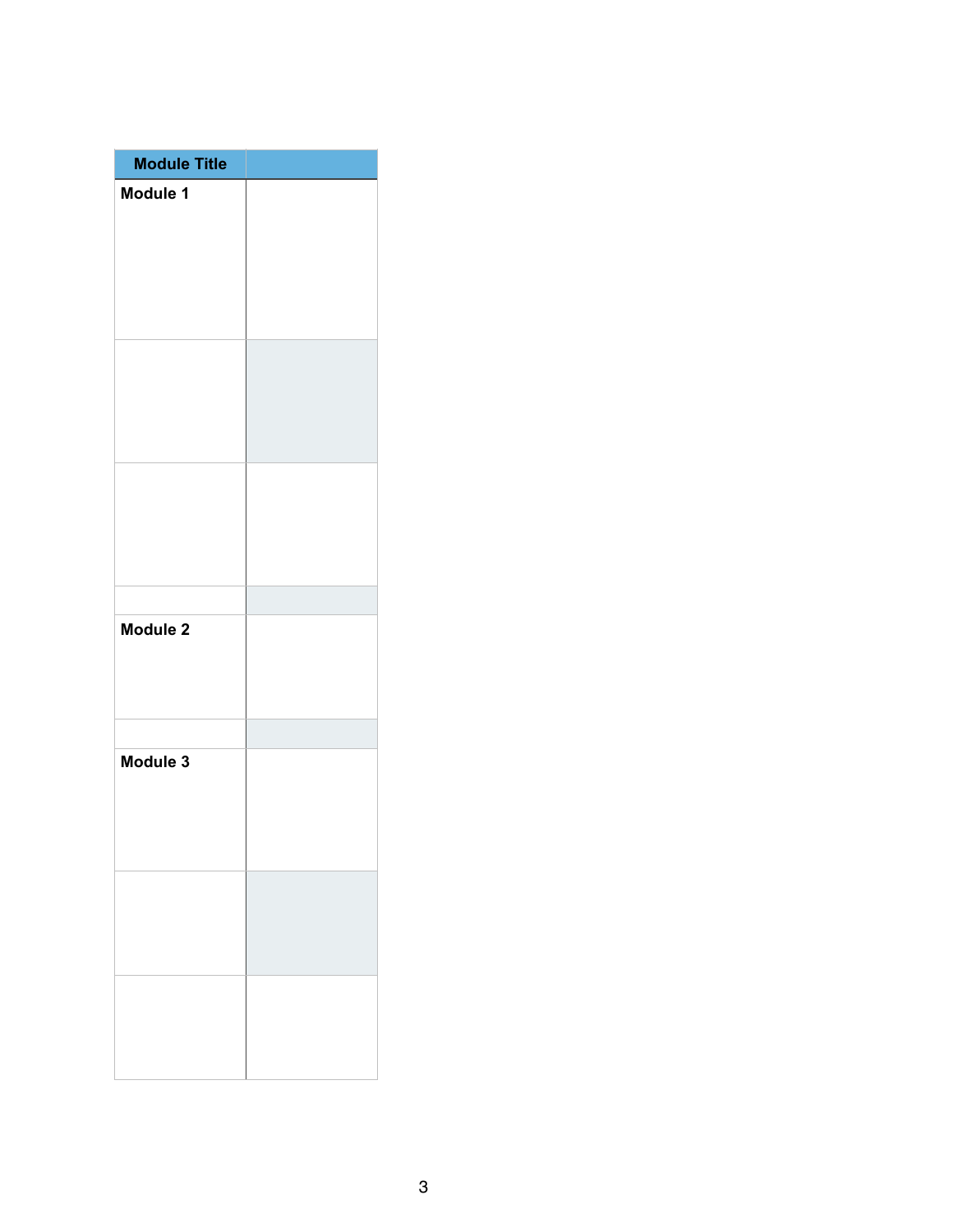| Module Title | |
|---|---|
| **Module 1** | |
| | |
| | |
| | |
| **Module 2** | |
| | |
| **Module 3** | |
| | |
| | |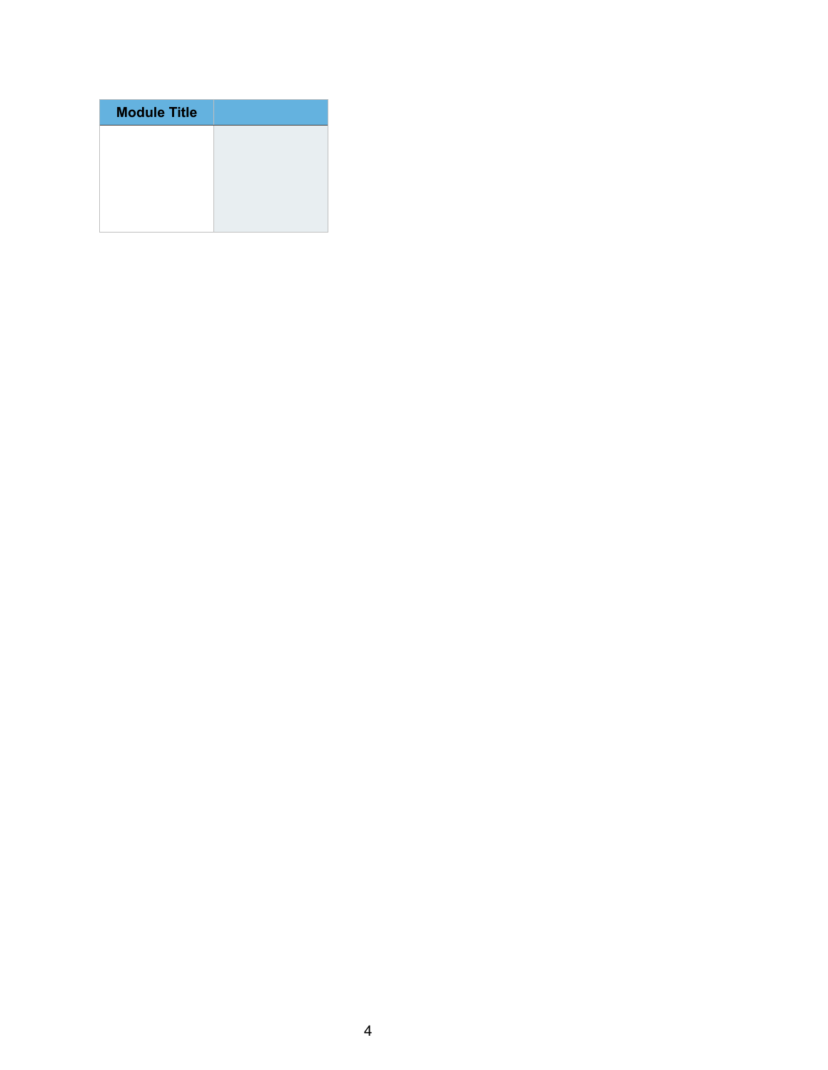| Module Title | |
|---|---|
| | |